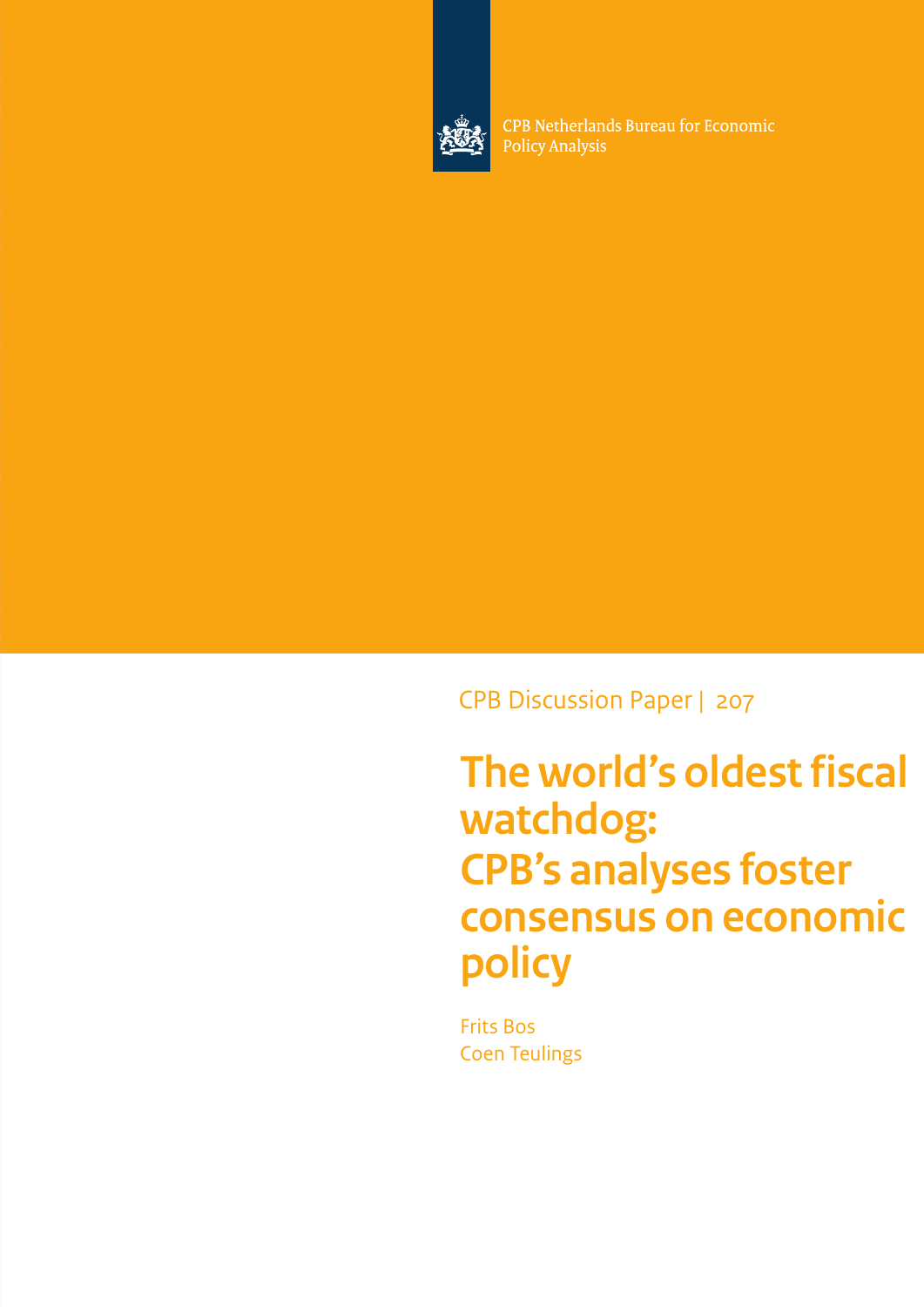CPB Netherlands Bureau for Economic Policy Analysis

CPB Discussion Paper | 207

# The world's oldest fiscal watchdog: CPB's analyses foster consensus on economic policy

Frits Bos
Coen Teulings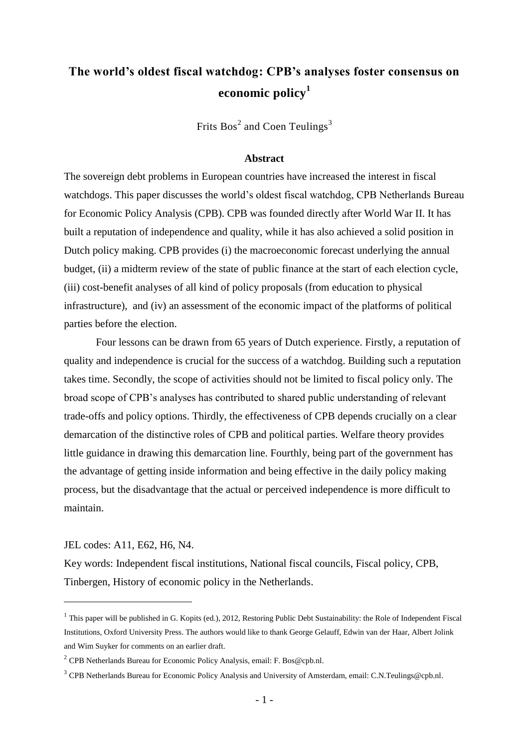# The world's oldest fiscal watchdog: CPB's analyses foster consensus on economic policy[1]

Frits Bos[2] and Coen Teulings[3]

### Abstract

The sovereign debt problems in European countries have increased the interest in fiscal watchdogs. This paper discusses the world's oldest fiscal watchdog, CPB Netherlands Bureau for Economic Policy Analysis (CPB). CPB was founded directly after World War II. It has built a reputation of independence and quality, while it has also achieved a solid position in Dutch policy making. CPB provides (i) the macroeconomic forecast underlying the annual budget, (ii) a midterm review of the state of public finance at the start of each election cycle, (iii) cost-benefit analyses of all kind of policy proposals (from education to physical infrastructure), and (iv) an assessment of the economic impact of the platforms of political parties before the election.

Four lessons can be drawn from 65 years of Dutch experience. Firstly, a reputation of quality and independence is crucial for the success of a watchdog. Building such a reputation takes time. Secondly, the scope of activities should not be limited to fiscal policy only. The broad scope of CPB's analyses has contributed to shared public understanding of relevant trade-offs and policy options. Thirdly, the effectiveness of CPB depends crucially on a clear demarcation of the distinctive roles of CPB and political parties. Welfare theory provides little guidance in drawing this demarcation line. Fourthly, being part of the government has the advantage of getting inside information and being effective in the daily policy making process, but the disadvantage that the actual or perceived independence is more difficult to maintain.

JEL codes: A11, E62, H6, N4.

Key words: Independent fiscal institutions, National fiscal councils, Fiscal policy, CPB, Tinbergen, History of economic policy in the Netherlands.

---

[1] This paper will be published in G. Kopits (ed.), 2012, Restoring Public Debt Sustainability: the Role of Independent Fiscal Institutions, Oxford University Press. The authors would like to thank George Gelauff, Edwin van der Haar, Albert Jolink and Wim Suyker for comments on an earlier draft.

[2] CPB Netherlands Bureau for Economic Policy Analysis, email: F. Bos@cpb.nl.

[3] CPB Netherlands Bureau for Economic Policy Analysis and University of Amsterdam, email: C.N.Teulings@cpb.nl.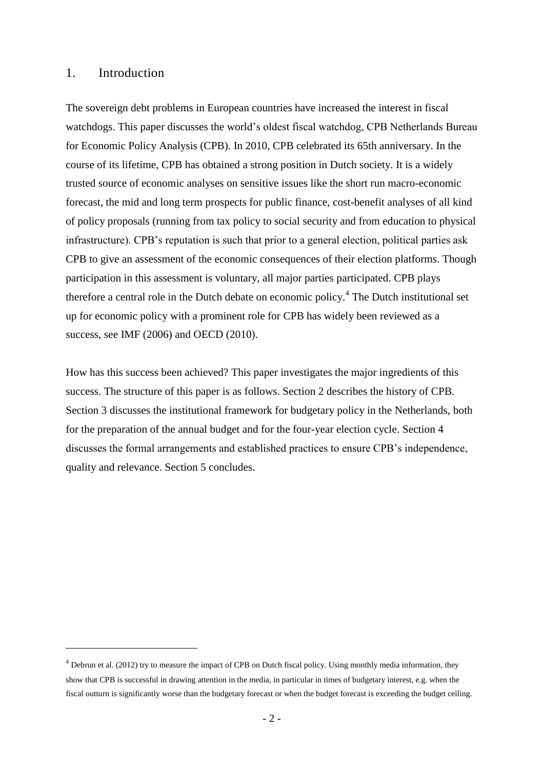## 1. Introduction

The sovereign debt problems in European countries have increased the interest in fiscal watchdogs. This paper discusses the world's oldest fiscal watchdog, CPB Netherlands Bureau for Economic Policy Analysis (CPB). In 2010, CPB celebrated its 65th anniversary. In the course of its lifetime, CPB has obtained a strong position in Dutch society. It is a widely trusted source of economic analyses on sensitive issues like the short run macro-economic forecast, the mid and long term prospects for public finance, cost-benefit analyses of all kind of policy proposals (running from tax policy to social security and from education to physical infrastructure). CPB's reputation is such that prior to a general election, political parties ask CPB to give an assessment of the economic consequences of their election platforms. Though participation in this assessment is voluntary, all major parties participated. CPB plays therefore a central role in the Dutch debate on economic policy.[4] The Dutch institutional set up for economic policy with a prominent role for CPB has widely been reviewed as a success, see IMF (2006) and OECD (2010).

How has this success been achieved? This paper investigates the major ingredients of this success. The structure of this paper is as follows. Section 2 describes the history of CPB. Section 3 discusses the institutional framework for budgetary policy in the Netherlands, both for the preparation of the annual budget and for the four-year election cycle. Section 4 discusses the formal arrangements and established practices to ensure CPB's independence, quality and relevance. Section 5 concludes.

[4] Debrun et al. (2012) try to measure the impact of CPB on Dutch fiscal policy. Using monthly media information, they show that CPB is successful in drawing attention in the media, in particular in times of budgetary interest, e.g. when the fiscal outturn is significantly worse than the budgetary forecast or when the budget forecast is exceeding the budget ceiling.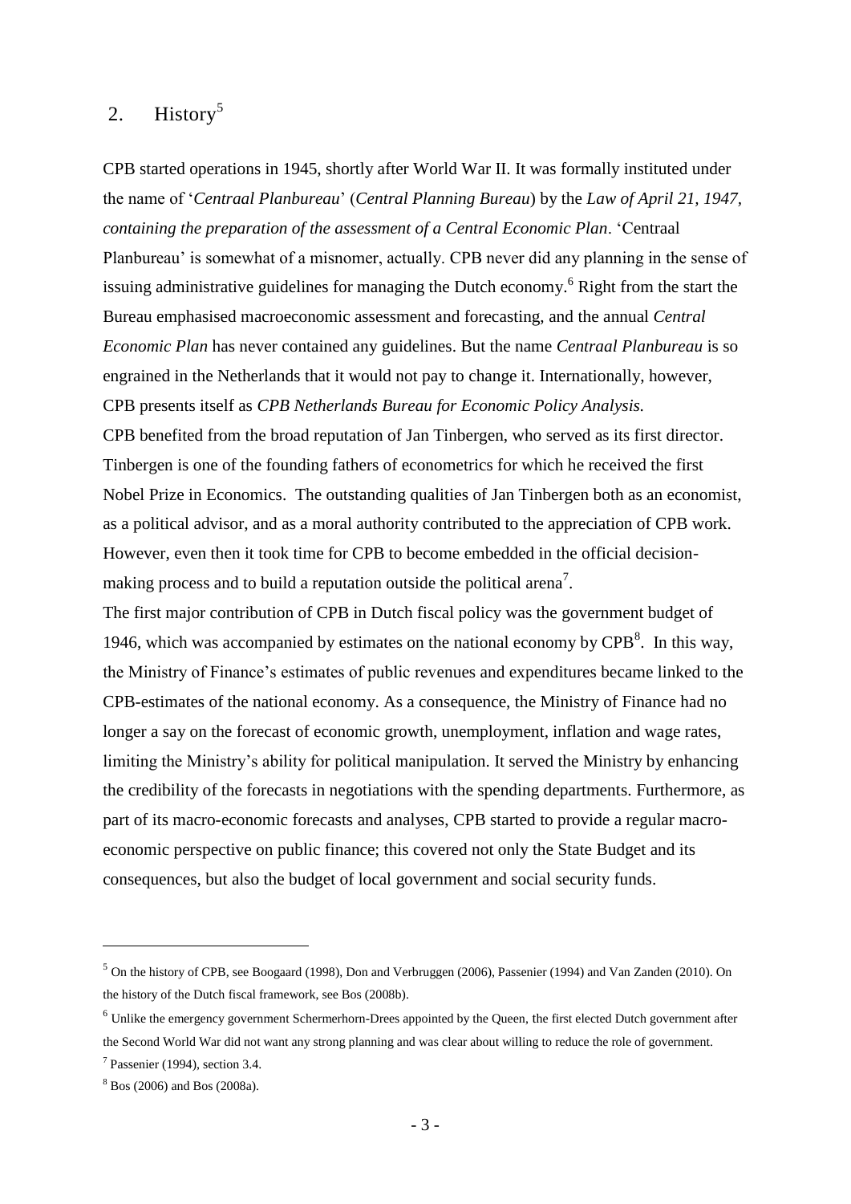## 2. History[5]

CPB started operations in 1945, shortly after World War II. It was formally instituted under the name of '*Centraal Planbureau*' (*Central Planning Bureau*) by the *Law of April 21, 1947, containing the preparation of the assessment of a Central Economic Plan*. 'Centraal Planbureau' is somewhat of a misnomer, actually. CPB never did any planning in the sense of issuing administrative guidelines for managing the Dutch economy.[6] Right from the start the Bureau emphasised macroeconomic assessment and forecasting, and the annual *Central Economic Plan* has never contained any guidelines. But the name *Centraal Planbureau* is so engrained in the Netherlands that it would not pay to change it. Internationally, however, CPB presents itself as *CPB Netherlands Bureau for Economic Policy Analysis.*

CPB benefited from the broad reputation of Jan Tinbergen, who served as its first director. Tinbergen is one of the founding fathers of econometrics for which he received the first Nobel Prize in Economics. The outstanding qualities of Jan Tinbergen both as an economist, as a political advisor, and as a moral authority contributed to the appreciation of CPB work. However, even then it took time for CPB to become embedded in the official decision-making process and to build a reputation outside the political arena[7].

The first major contribution of CPB in Dutch fiscal policy was the government budget of 1946, which was accompanied by estimates on the national economy by CPB[8]. In this way, the Ministry of Finance's estimates of public revenues and expenditures became linked to the CPB-estimates of the national economy. As a consequence, the Ministry of Finance had no longer a say on the forecast of economic growth, unemployment, inflation and wage rates, limiting the Ministry's ability for political manipulation. It served the Ministry by enhancing the credibility of the forecasts in negotiations with the spending departments. Furthermore, as part of its macro-economic forecasts and analyses, CPB started to provide a regular macro-economic perspective on public finance; this covered not only the State Budget and its consequences, but also the budget of local government and social security funds.

---

[5] On the history of CPB, see Boogaard (1998), Don and Verbruggen (2006), Passenier (1994) and Van Zanden (2010). On the history of the Dutch fiscal framework, see Bos (2008b).

[6] Unlike the emergency government Schermerhorn-Drees appointed by the Queen, the first elected Dutch government after the Second World War did not want any strong planning and was clear about willing to reduce the role of government.

[7] Passenier (1994), section 3.4.

[8] Bos (2006) and Bos (2008a).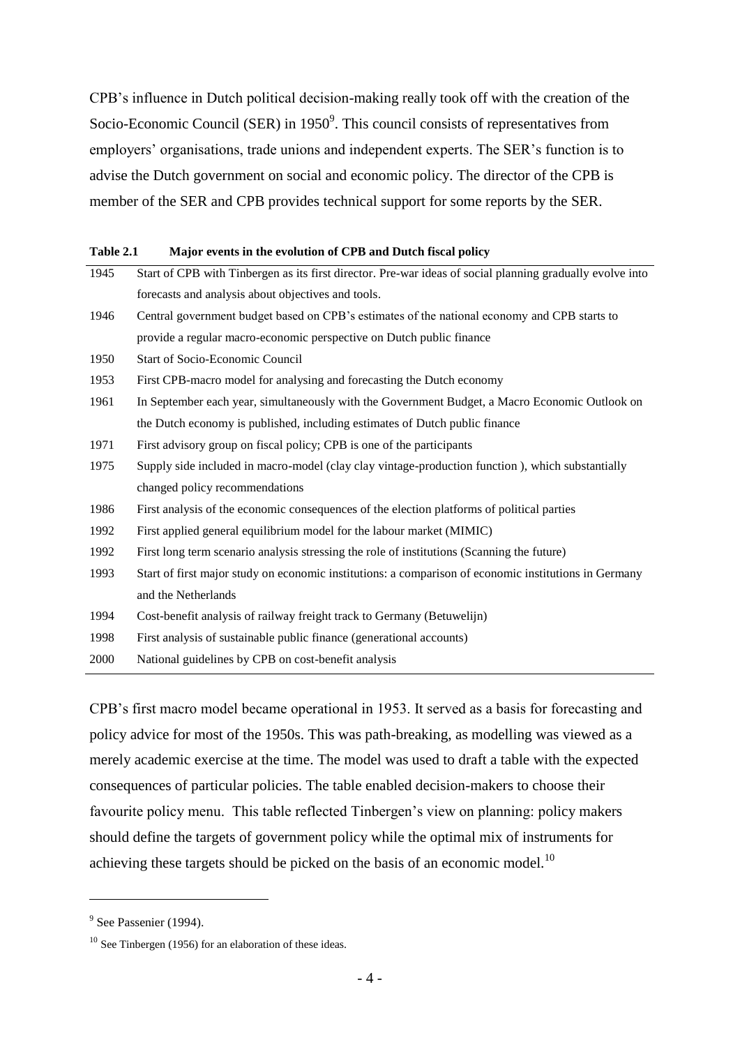CPB's influence in Dutch political decision-making really took off with the creation of the Socio-Economic Council (SER) in 1950[9]. This council consists of representatives from employers' organisations, trade unions and independent experts. The SER's function is to advise the Dutch government on social and economic policy. The director of the CPB is member of the SER and CPB provides technical support for some reports by the SER.

**Table 2.1 Major events in the evolution of CPB and Dutch fiscal policy**

| | |
|---|---|
| 1945 | Start of CPB with Tinbergen as its first director. Pre-war ideas of social planning gradually evolve into forecasts and analysis about objectives and tools. |
| 1946 | Central government budget based on CPB's estimates of the national economy and CPB starts to provide a regular macro-economic perspective on Dutch public finance |
| 1950 | Start of Socio-Economic Council |
| 1953 | First CPB-macro model for analysing and forecasting the Dutch economy |
| 1961 | In September each year, simultaneously with the Government Budget, a Macro Economic Outlook on the Dutch economy is published, including estimates of Dutch public finance |
| 1971 | First advisory group on fiscal policy; CPB is one of the participants |
| 1975 | Supply side included in macro-model (clay clay vintage-production function ), which substantially changed policy recommendations |
| 1986 | First analysis of the economic consequences of the election platforms of political parties |
| 1992 | First applied general equilibrium model for the labour market (MIMIC) |
| 1992 | First long term scenario analysis stressing the role of institutions (Scanning the future) |
| 1993 | Start of first major study on economic institutions: a comparison of economic institutions in Germany and the Netherlands |
| 1994 | Cost-benefit analysis of railway freight track to Germany (Betuwelijn) |
| 1998 | First analysis of sustainable public finance (generational accounts) |
| 2000 | National guidelines by CPB on cost-benefit analysis |

CPB's first macro model became operational in 1953. It served as a basis for forecasting and policy advice for most of the 1950s. This was path-breaking, as modelling was viewed as a merely academic exercise at the time. The model was used to draft a table with the expected consequences of particular policies. The table enabled decision-makers to choose their favourite policy menu. This table reflected Tinbergen's view on planning: policy makers should define the targets of government policy while the optimal mix of instruments for achieving these targets should be picked on the basis of an economic model.[10]

---

[9] See Passenier (1994).

[10] See Tinbergen (1956) for an elaboration of these ideas.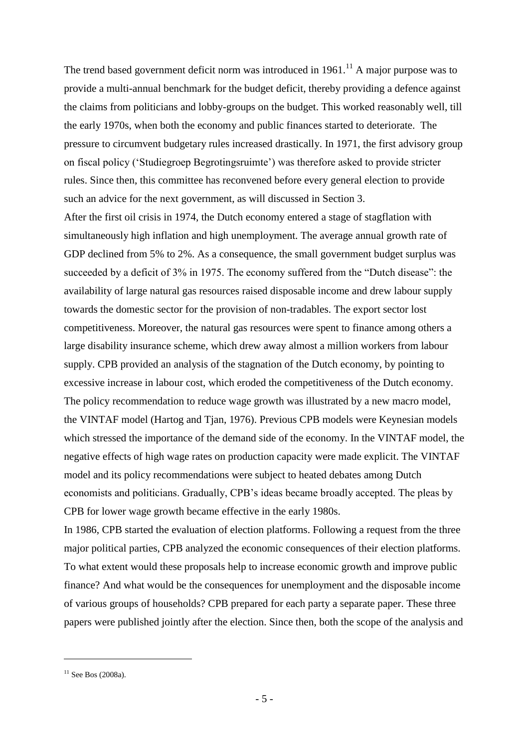The trend based government deficit norm was introduced in 1961.[11] A major purpose was to provide a multi-annual benchmark for the budget deficit, thereby providing a defence against the claims from politicians and lobby-groups on the budget. This worked reasonably well, till the early 1970s, when both the economy and public finances started to deteriorate. The pressure to circumvent budgetary rules increased drastically. In 1971, the first advisory group on fiscal policy ('Studiegroep Begrotingsruimte') was therefore asked to provide stricter rules. Since then, this committee has reconvened before every general election to provide such an advice for the next government, as will discussed in Section 3.

After the first oil crisis in 1974, the Dutch economy entered a stage of stagflation with simultaneously high inflation and high unemployment. The average annual growth rate of GDP declined from 5% to 2%. As a consequence, the small government budget surplus was succeeded by a deficit of 3% in 1975. The economy suffered from the "Dutch disease": the availability of large natural gas resources raised disposable income and drew labour supply towards the domestic sector for the provision of non-tradables. The export sector lost competitiveness. Moreover, the natural gas resources were spent to finance among others a large disability insurance scheme, which drew away almost a million workers from labour supply. CPB provided an analysis of the stagnation of the Dutch economy, by pointing to excessive increase in labour cost, which eroded the competitiveness of the Dutch economy. The policy recommendation to reduce wage growth was illustrated by a new macro model, the VINTAF model (Hartog and Tjan, 1976). Previous CPB models were Keynesian models which stressed the importance of the demand side of the economy. In the VINTAF model, the negative effects of high wage rates on production capacity were made explicit. The VINTAF model and its policy recommendations were subject to heated debates among Dutch economists and politicians. Gradually, CPB's ideas became broadly accepted. The pleas by CPB for lower wage growth became effective in the early 1980s.

In 1986, CPB started the evaluation of election platforms. Following a request from the three major political parties, CPB analyzed the economic consequences of their election platforms. To what extent would these proposals help to increase economic growth and improve public finance? And what would be the consequences for unemployment and the disposable income of various groups of households? CPB prepared for each party a separate paper. These three papers were published jointly after the election. Since then, both the scope of the analysis and

[11] See Bos (2008a).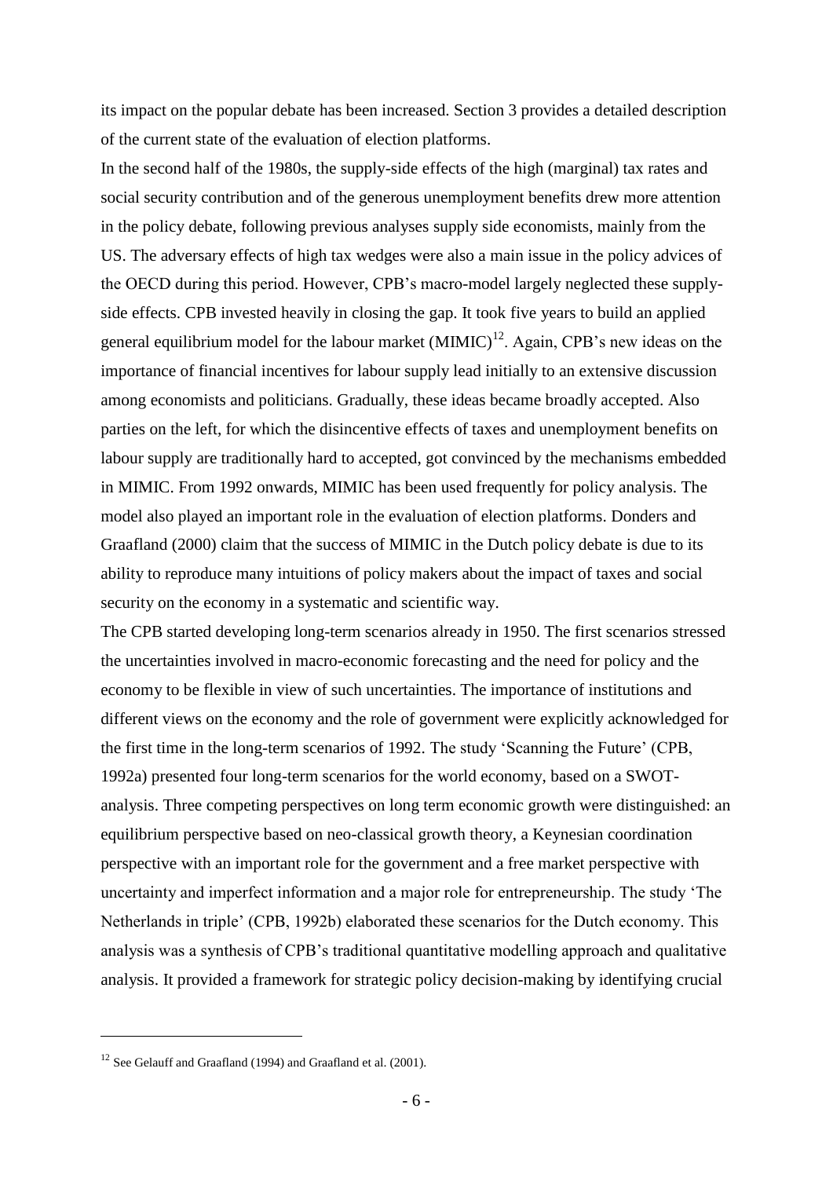its impact on the popular debate has been increased. Section 3 provides a detailed description of the current state of the evaluation of election platforms.

In the second half of the 1980s, the supply-side effects of the high (marginal) tax rates and social security contribution and of the generous unemployment benefits drew more attention in the policy debate, following previous analyses supply side economists, mainly from the US. The adversary effects of high tax wedges were also a main issue in the policy advices of the OECD during this period. However, CPB's macro-model largely neglected these supply-side effects. CPB invested heavily in closing the gap. It took five years to build an applied general equilibrium model for the labour market (MIMIC)[12]. Again, CPB's new ideas on the importance of financial incentives for labour supply lead initially to an extensive discussion among economists and politicians. Gradually, these ideas became broadly accepted. Also parties on the left, for which the disincentive effects of taxes and unemployment benefits on labour supply are traditionally hard to accepted, got convinced by the mechanisms embedded in MIMIC. From 1992 onwards, MIMIC has been used frequently for policy analysis. The model also played an important role in the evaluation of election platforms. Donders and Graafland (2000) claim that the success of MIMIC in the Dutch policy debate is due to its ability to reproduce many intuitions of policy makers about the impact of taxes and social security on the economy in a systematic and scientific way.

The CPB started developing long-term scenarios already in 1950. The first scenarios stressed the uncertainties involved in macro-economic forecasting and the need for policy and the economy to be flexible in view of such uncertainties. The importance of institutions and different views on the economy and the role of government were explicitly acknowledged for the first time in the long-term scenarios of 1992. The study 'Scanning the Future' (CPB, 1992a) presented four long-term scenarios for the world economy, based on a SWOT-analysis. Three competing perspectives on long term economic growth were distinguished: an equilibrium perspective based on neo-classical growth theory, a Keynesian coordination perspective with an important role for the government and a free market perspective with uncertainty and imperfect information and a major role for entrepreneurship. The study 'The Netherlands in triple' (CPB, 1992b) elaborated these scenarios for the Dutch economy. This analysis was a synthesis of CPB's traditional quantitative modelling approach and qualitative analysis. It provided a framework for strategic policy decision-making by identifying crucial

[12] See Gelauff and Graafland (1994) and Graafland et al. (2001).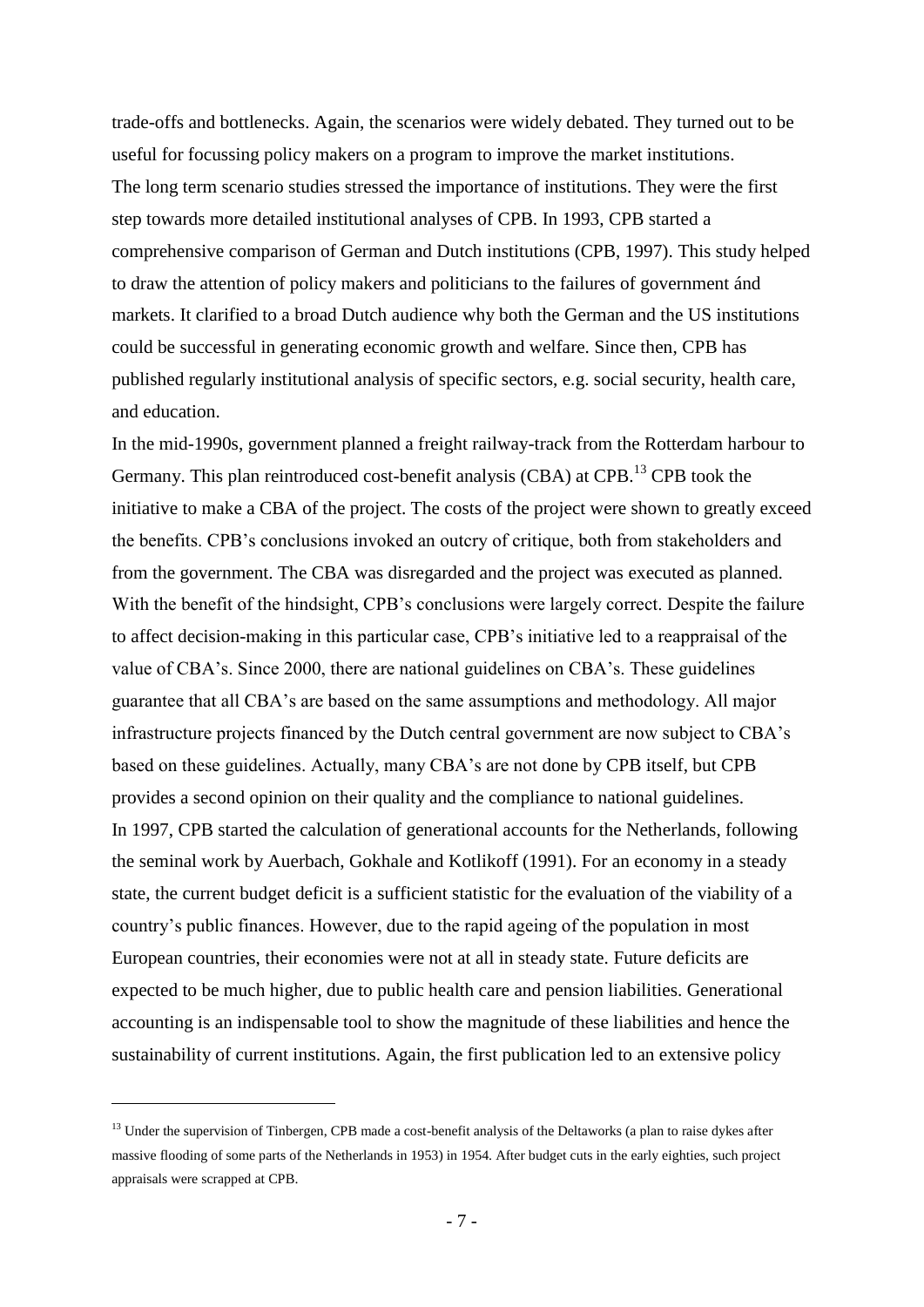trade-offs and bottlenecks. Again, the scenarios were widely debated. They turned out to be useful for focussing policy makers on a program to improve the market institutions.

The long term scenario studies stressed the importance of institutions. They were the first step towards more detailed institutional analyses of CPB. In 1993, CPB started a comprehensive comparison of German and Dutch institutions (CPB, 1997). This study helped to draw the attention of policy makers and politicians to the failures of government ánd markets. It clarified to a broad Dutch audience why both the German and the US institutions could be successful in generating economic growth and welfare. Since then, CPB has published regularly institutional analysis of specific sectors, e.g. social security, health care, and education.

In the mid-1990s, government planned a freight railway-track from the Rotterdam harbour to Germany. This plan reintroduced cost-benefit analysis (CBA) at CPB.[13] CPB took the initiative to make a CBA of the project. The costs of the project were shown to greatly exceed the benefits. CPB's conclusions invoked an outcry of critique, both from stakeholders and from the government. The CBA was disregarded and the project was executed as planned. With the benefit of the hindsight, CPB's conclusions were largely correct. Despite the failure to affect decision-making in this particular case, CPB's initiative led to a reappraisal of the value of CBA's. Since 2000, there are national guidelines on CBA's. These guidelines guarantee that all CBA's are based on the same assumptions and methodology. All major infrastructure projects financed by the Dutch central government are now subject to CBA's based on these guidelines. Actually, many CBA's are not done by CPB itself, but CPB provides a second opinion on their quality and the compliance to national guidelines.

In 1997, CPB started the calculation of generational accounts for the Netherlands, following the seminal work by Auerbach, Gokhale and Kotlikoff (1991). For an economy in a steady state, the current budget deficit is a sufficient statistic for the evaluation of the viability of a country's public finances. However, due to the rapid ageing of the population in most European countries, their economies were not at all in steady state. Future deficits are expected to be much higher, due to public health care and pension liabilities. Generational accounting is an indispensable tool to show the magnitude of these liabilities and hence the sustainability of current institutions. Again, the first publication led to an extensive policy

[13] Under the supervision of Tinbergen, CPB made a cost-benefit analysis of the Deltaworks (a plan to raise dykes after massive flooding of some parts of the Netherlands in 1953) in 1954. After budget cuts in the early eighties, such project appraisals were scrapped at CPB.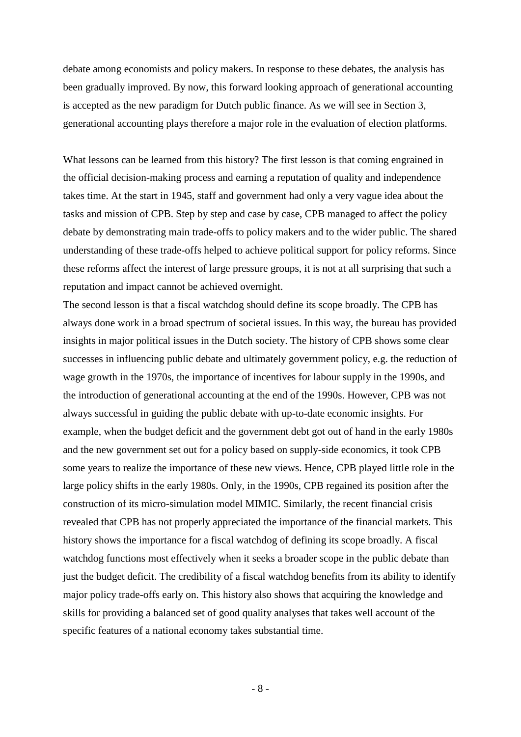debate among economists and policy makers. In response to these debates, the analysis has been gradually improved. By now, this forward looking approach of generational accounting is accepted as the new paradigm for Dutch public finance. As we will see in Section 3, generational accounting plays therefore a major role in the evaluation of election platforms.

What lessons can be learned from this history? The first lesson is that coming engrained in the official decision-making process and earning a reputation of quality and independence takes time. At the start in 1945, staff and government had only a very vague idea about the tasks and mission of CPB. Step by step and case by case, CPB managed to affect the policy debate by demonstrating main trade-offs to policy makers and to the wider public. The shared understanding of these trade-offs helped to achieve political support for policy reforms. Since these reforms affect the interest of large pressure groups, it is not at all surprising that such a reputation and impact cannot be achieved overnight.

The second lesson is that a fiscal watchdog should define its scope broadly. The CPB has always done work in a broad spectrum of societal issues. In this way, the bureau has provided insights in major political issues in the Dutch society. The history of CPB shows some clear successes in influencing public debate and ultimately government policy, e.g. the reduction of wage growth in the 1970s, the importance of incentives for labour supply in the 1990s, and the introduction of generational accounting at the end of the 1990s. However, CPB was not always successful in guiding the public debate with up-to-date economic insights. For example, when the budget deficit and the government debt got out of hand in the early 1980s and the new government set out for a policy based on supply-side economics, it took CPB some years to realize the importance of these new views. Hence, CPB played little role in the large policy shifts in the early 1980s. Only, in the 1990s, CPB regained its position after the construction of its micro-simulation model MIMIC. Similarly, the recent financial crisis revealed that CPB has not properly appreciated the importance of the financial markets. This history shows the importance for a fiscal watchdog of defining its scope broadly. A fiscal watchdog functions most effectively when it seeks a broader scope in the public debate than just the budget deficit. The credibility of a fiscal watchdog benefits from its ability to identify major policy trade-offs early on. This history also shows that acquiring the knowledge and skills for providing a balanced set of good quality analyses that takes well account of the specific features of a national economy takes substantial time.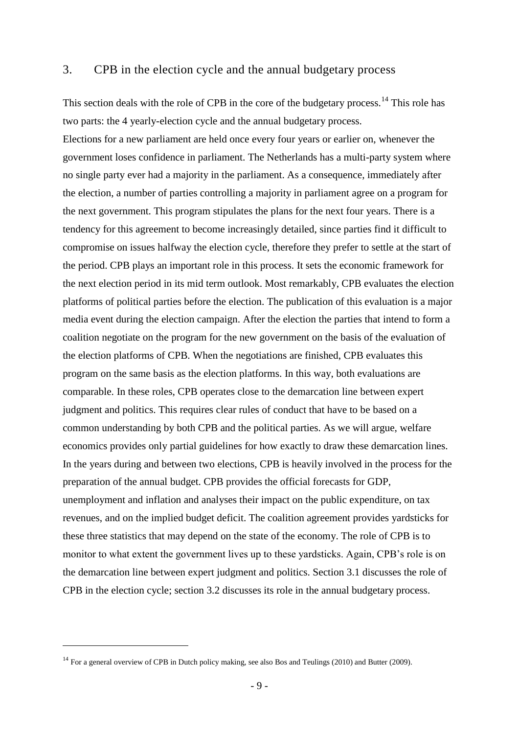## 3. CPB in the election cycle and the annual budgetary process

This section deals with the role of CPB in the core of the budgetary process.[14] This role has two parts: the 4 yearly-election cycle and the annual budgetary process.

Elections for a new parliament are held once every four years or earlier on, whenever the government loses confidence in parliament. The Netherlands has a multi-party system where no single party ever had a majority in the parliament. As a consequence, immediately after the election, a number of parties controlling a majority in parliament agree on a program for the next government. This program stipulates the plans for the next four years. There is a tendency for this agreement to become increasingly detailed, since parties find it difficult to compromise on issues halfway the election cycle, therefore they prefer to settle at the start of the period. CPB plays an important role in this process. It sets the economic framework for the next election period in its mid term outlook. Most remarkably, CPB evaluates the election platforms of political parties before the election. The publication of this evaluation is a major media event during the election campaign. After the election the parties that intend to form a coalition negotiate on the program for the new government on the basis of the evaluation of the election platforms of CPB. When the negotiations are finished, CPB evaluates this program on the same basis as the election platforms. In this way, both evaluations are comparable. In these roles, CPB operates close to the demarcation line between expert judgment and politics. This requires clear rules of conduct that have to be based on a common understanding by both CPB and the political parties. As we will argue, welfare economics provides only partial guidelines for how exactly to draw these demarcation lines.

In the years during and between two elections, CPB is heavily involved in the process for the preparation of the annual budget. CPB provides the official forecasts for GDP, unemployment and inflation and analyses their impact on the public expenditure, on tax revenues, and on the implied budget deficit. The coalition agreement provides yardsticks for these three statistics that may depend on the state of the economy. The role of CPB is to monitor to what extent the government lives up to these yardsticks. Again, CPB's role is on the demarcation line between expert judgment and politics. Section 3.1 discusses the role of CPB in the election cycle; section 3.2 discusses its role in the annual budgetary process.

[14] For a general overview of CPB in Dutch policy making, see also Bos and Teulings (2010) and Butter (2009).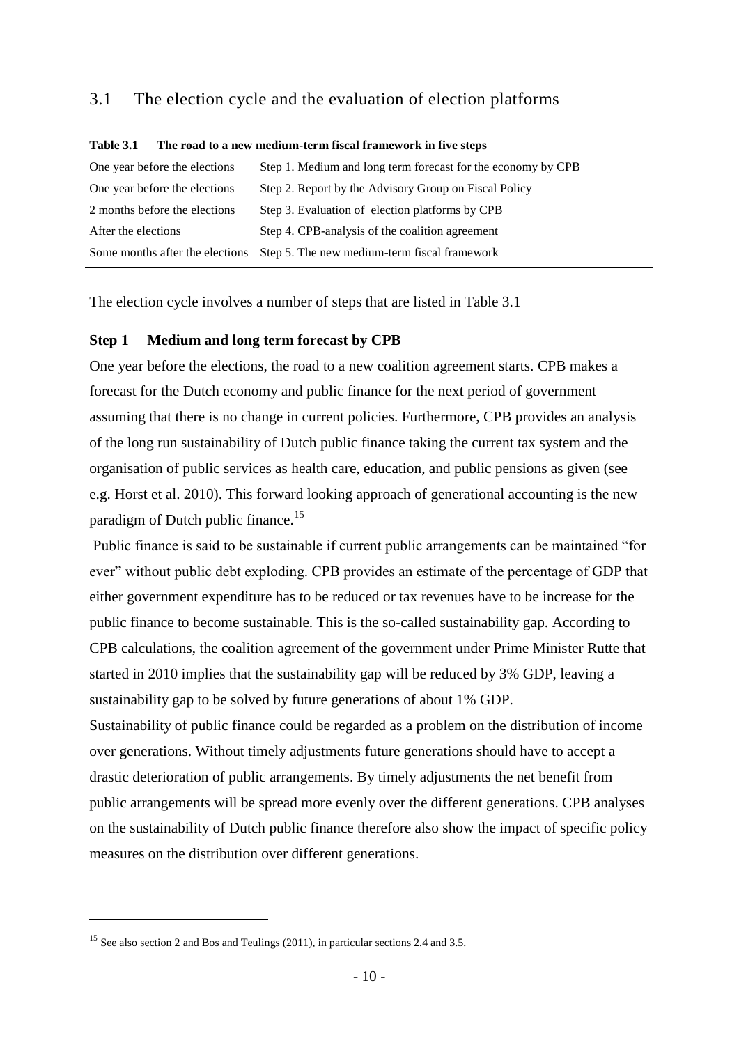## 3.1 The election cycle and the evaluation of election platforms

**Table 3.1 The road to a new medium-term fiscal framework in five steps**

| | |
|---|---|
| One year before the elections | Step 1. Medium and long term forecast for the economy by CPB |
| One year before the elections | Step 2. Report by the Advisory Group on Fiscal Policy |
| 2 months before the elections | Step 3. Evaluation of election platforms by CPB |
| After the elections | Step 4. CPB-analysis of the coalition agreement |
| Some months after the elections | Step 5. The new medium-term fiscal framework |

The election cycle involves a number of steps that are listed in Table 3.1

### Step 1 Medium and long term forecast by CPB

One year before the elections, the road to a new coalition agreement starts. CPB makes a forecast for the Dutch economy and public finance for the next period of government assuming that there is no change in current policies. Furthermore, CPB provides an analysis of the long run sustainability of Dutch public finance taking the current tax system and the organisation of public services as health care, education, and public pensions as given (see e.g. Horst et al. 2010). This forward looking approach of generational accounting is the new paradigm of Dutch public finance.[15]

Public finance is said to be sustainable if current public arrangements can be maintained "for ever" without public debt exploding. CPB provides an estimate of the percentage of GDP that either government expenditure has to be reduced or tax revenues have to be increase for the public finance to become sustainable. This is the so-called sustainability gap. According to CPB calculations, the coalition agreement of the government under Prime Minister Rutte that started in 2010 implies that the sustainability gap will be reduced by 3% GDP, leaving a sustainability gap to be solved by future generations of about 1% GDP.

Sustainability of public finance could be regarded as a problem on the distribution of income over generations. Without timely adjustments future generations should have to accept a drastic deterioration of public arrangements. By timely adjustments the net benefit from public arrangements will be spread more evenly over the different generations. CPB analyses on the sustainability of Dutch public finance therefore also show the impact of specific policy measures on the distribution over different generations.

[15] See also section 2 and Bos and Teulings (2011), in particular sections 2.4 and 3.5.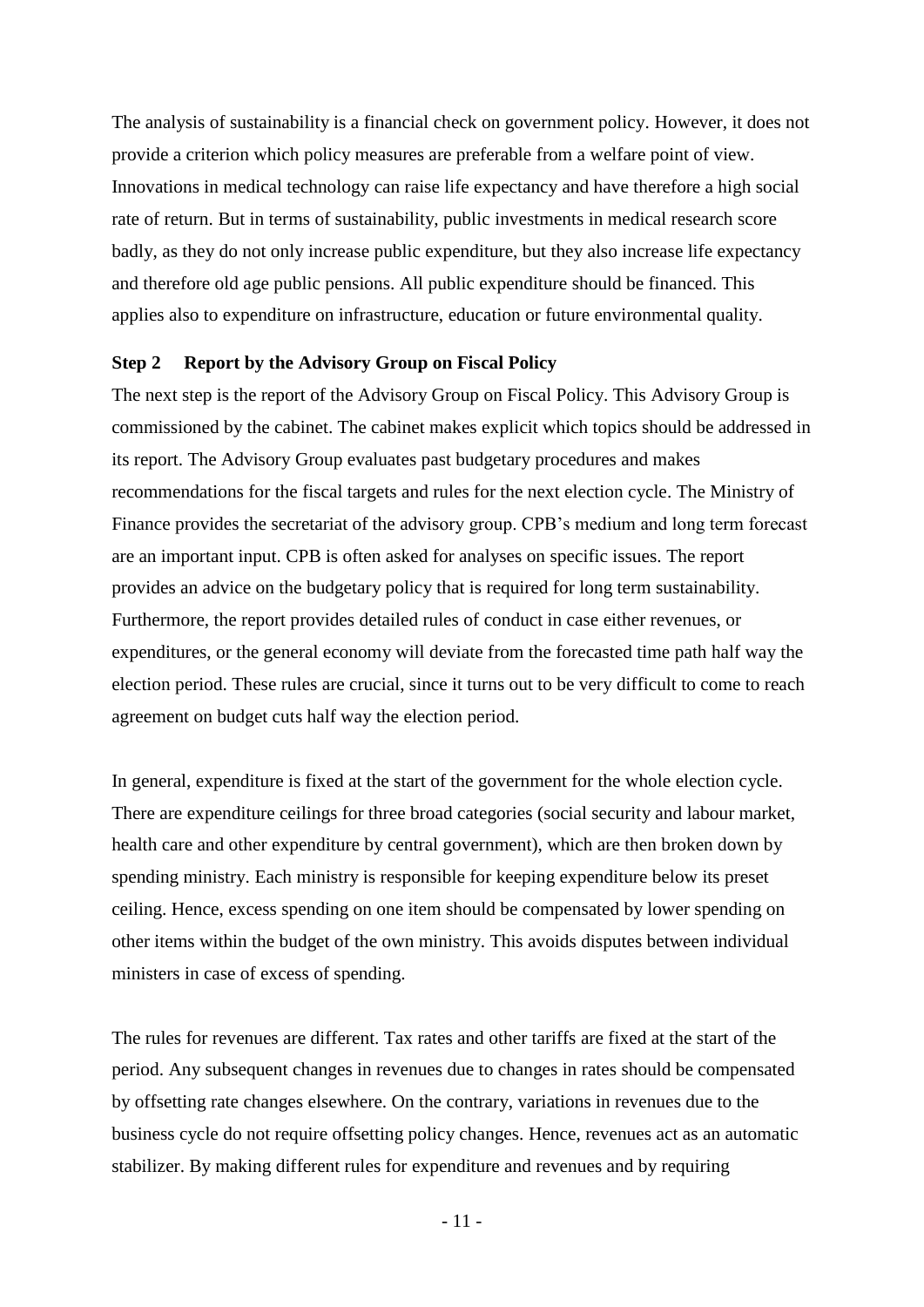The analysis of sustainability is a financial check on government policy. However, it does not provide a criterion which policy measures are preferable from a welfare point of view. Innovations in medical technology can raise life expectancy and have therefore a high social rate of return. But in terms of sustainability, public investments in medical research score badly, as they do not only increase public expenditure, but they also increase life expectancy and therefore old age public pensions. All public expenditure should be financed. This applies also to expenditure on infrastructure, education or future environmental quality.

**Step 2 Report by the Advisory Group on Fiscal Policy**

The next step is the report of the Advisory Group on Fiscal Policy. This Advisory Group is commissioned by the cabinet. The cabinet makes explicit which topics should be addressed in its report. The Advisory Group evaluates past budgetary procedures and makes recommendations for the fiscal targets and rules for the next election cycle. The Ministry of Finance provides the secretariat of the advisory group. CPB's medium and long term forecast are an important input. CPB is often asked for analyses on specific issues. The report provides an advice on the budgetary policy that is required for long term sustainability. Furthermore, the report provides detailed rules of conduct in case either revenues, or expenditures, or the general economy will deviate from the forecasted time path half way the election period. These rules are crucial, since it turns out to be very difficult to come to reach agreement on budget cuts half way the election period.

In general, expenditure is fixed at the start of the government for the whole election cycle. There are expenditure ceilings for three broad categories (social security and labour market, health care and other expenditure by central government), which are then broken down by spending ministry. Each ministry is responsible for keeping expenditure below its preset ceiling. Hence, excess spending on one item should be compensated by lower spending on other items within the budget of the own ministry. This avoids disputes between individual ministers in case of excess of spending.

The rules for revenues are different. Tax rates and other tariffs are fixed at the start of the period. Any subsequent changes in revenues due to changes in rates should be compensated by offsetting rate changes elsewhere. On the contrary, variations in revenues due to the business cycle do not require offsetting policy changes. Hence, revenues act as an automatic stabilizer. By making different rules for expenditure and revenues and by requiring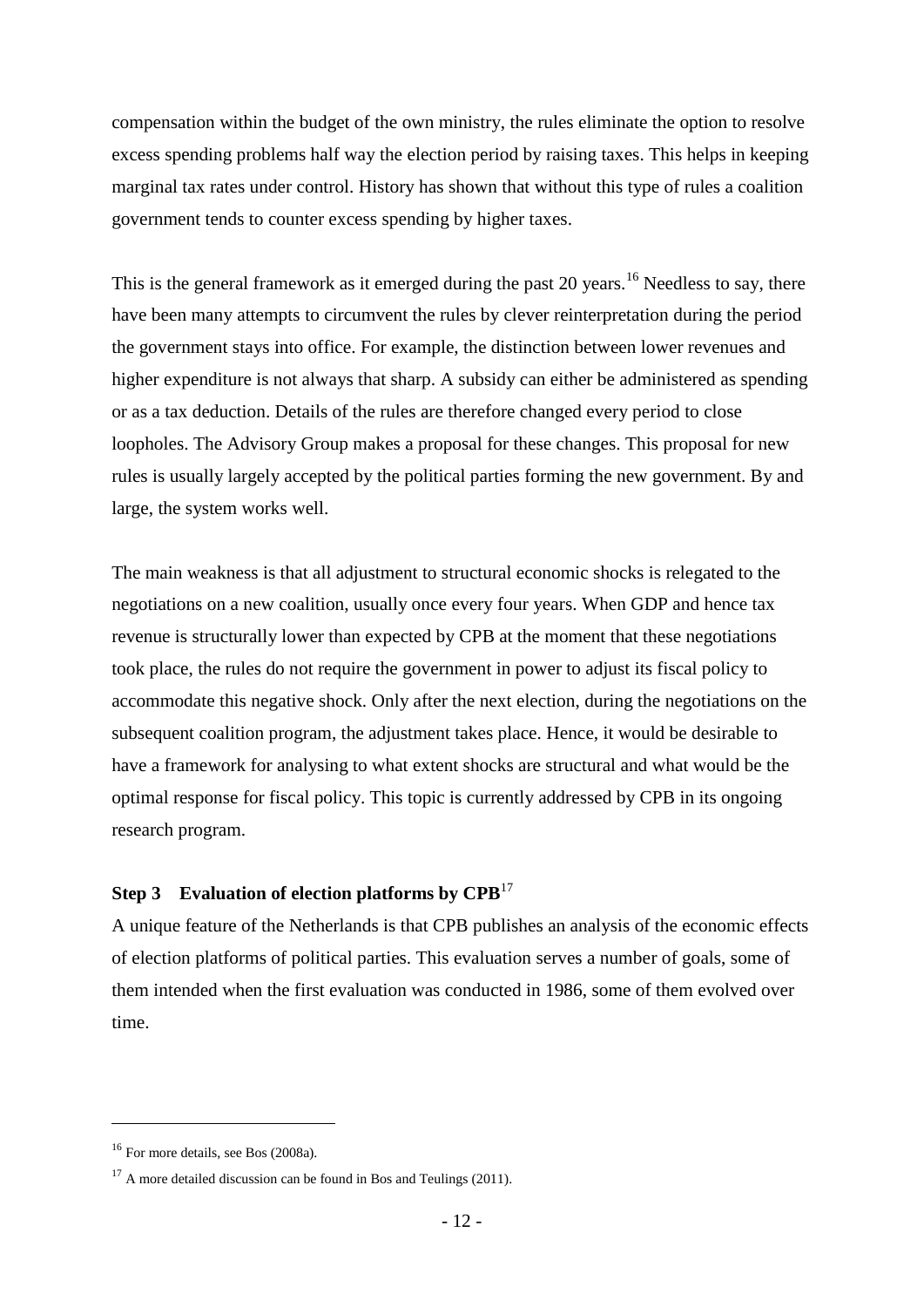compensation within the budget of the own ministry, the rules eliminate the option to resolve excess spending problems half way the election period by raising taxes. This helps in keeping marginal tax rates under control. History has shown that without this type of rules a coalition government tends to counter excess spending by higher taxes.

This is the general framework as it emerged during the past 20 years.[16] Needless to say, there have been many attempts to circumvent the rules by clever reinterpretation during the period the government stays into office. For example, the distinction between lower revenues and higher expenditure is not always that sharp. A subsidy can either be administered as spending or as a tax deduction. Details of the rules are therefore changed every period to close loopholes. The Advisory Group makes a proposal for these changes. This proposal for new rules is usually largely accepted by the political parties forming the new government. By and large, the system works well.

The main weakness is that all adjustment to structural economic shocks is relegated to the negotiations on a new coalition, usually once every four years. When GDP and hence tax revenue is structurally lower than expected by CPB at the moment that these negotiations took place, the rules do not require the government in power to adjust its fiscal policy to accommodate this negative shock. Only after the next election, during the negotiations on the subsequent coalition program, the adjustment takes place. Hence, it would be desirable to have a framework for analysing to what extent shocks are structural and what would be the optimal response for fiscal policy. This topic is currently addressed by CPB in its ongoing research program.

### Step 3 Evaluation of election platforms by CPB[17]

A unique feature of the Netherlands is that CPB publishes an analysis of the economic effects of election platforms of political parties. This evaluation serves a number of goals, some of them intended when the first evaluation was conducted in 1986, some of them evolved over time.

---

[16] For more details, see Bos (2008a).

[17] A more detailed discussion can be found in Bos and Teulings (2011).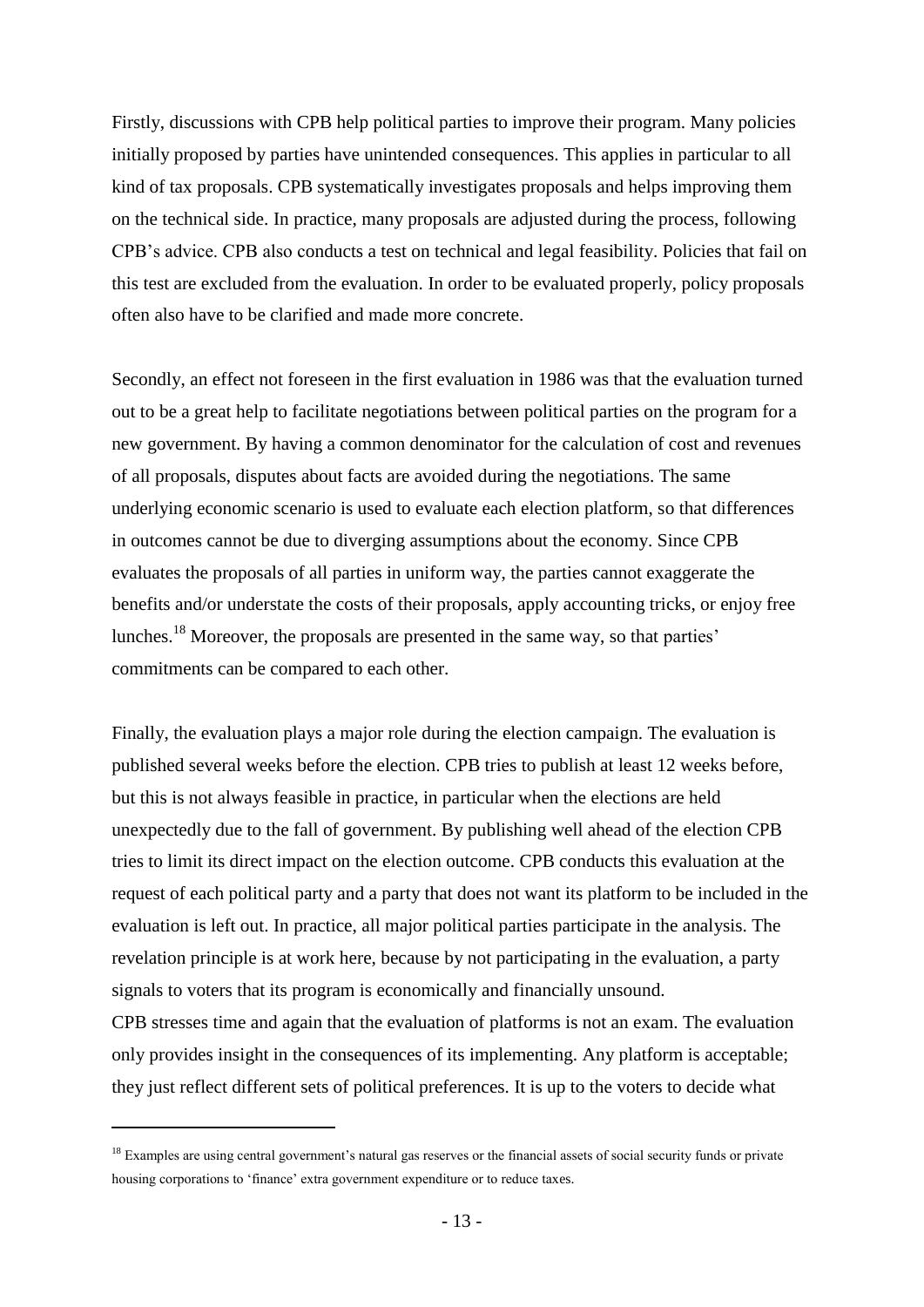Firstly, discussions with CPB help political parties to improve their program. Many policies initially proposed by parties have unintended consequences. This applies in particular to all kind of tax proposals. CPB systematically investigates proposals and helps improving them on the technical side. In practice, many proposals are adjusted during the process, following CPB's advice. CPB also conducts a test on technical and legal feasibility. Policies that fail on this test are excluded from the evaluation. In order to be evaluated properly, policy proposals often also have to be clarified and made more concrete.

Secondly, an effect not foreseen in the first evaluation in 1986 was that the evaluation turned out to be a great help to facilitate negotiations between political parties on the program for a new government. By having a common denominator for the calculation of cost and revenues of all proposals, disputes about facts are avoided during the negotiations. The same underlying economic scenario is used to evaluate each election platform, so that differences in outcomes cannot be due to diverging assumptions about the economy. Since CPB evaluates the proposals of all parties in uniform way, the parties cannot exaggerate the benefits and/or understate the costs of their proposals, apply accounting tricks, or enjoy free lunches.[18] Moreover, the proposals are presented in the same way, so that parties' commitments can be compared to each other.

Finally, the evaluation plays a major role during the election campaign. The evaluation is published several weeks before the election. CPB tries to publish at least 12 weeks before, but this is not always feasible in practice, in particular when the elections are held unexpectedly due to the fall of government. By publishing well ahead of the election CPB tries to limit its direct impact on the election outcome. CPB conducts this evaluation at the request of each political party and a party that does not want its platform to be included in the evaluation is left out. In practice, all major political parties participate in the analysis. The revelation principle is at work here, because by not participating in the evaluation, a party signals to voters that its program is economically and financially unsound.
CPB stresses time and again that the evaluation of platforms is not an exam. The evaluation only provides insight in the consequences of its implementing. Any platform is acceptable; they just reflect different sets of political preferences. It is up to the voters to decide what

---

[18] Examples are using central government's natural gas reserves or the financial assets of social security funds or private housing corporations to 'finance' extra government expenditure or to reduce taxes.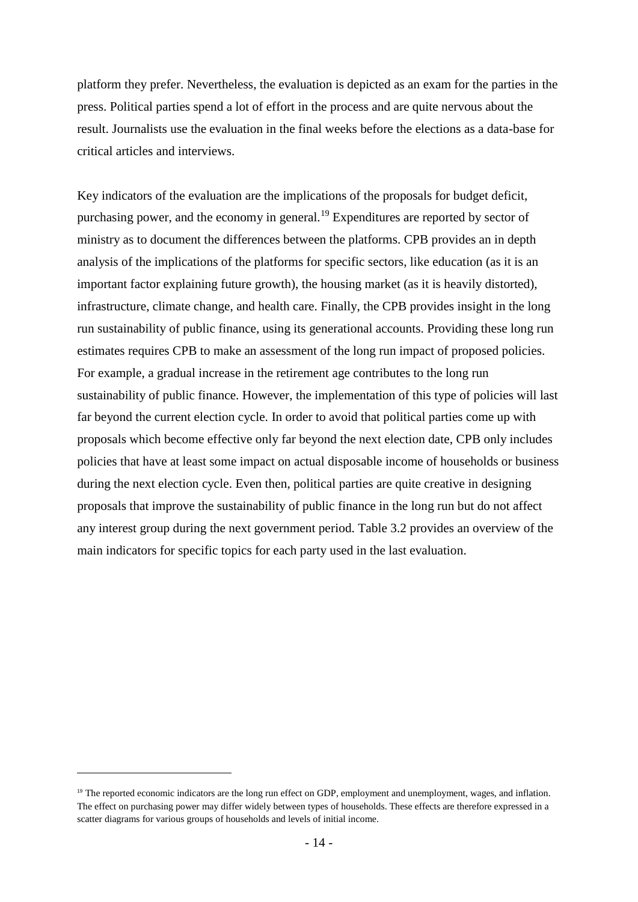platform they prefer. Nevertheless, the evaluation is depicted as an exam for the parties in the press. Political parties spend a lot of effort in the process and are quite nervous about the result. Journalists use the evaluation in the final weeks before the elections as a data-base for critical articles and interviews.

Key indicators of the evaluation are the implications of the proposals for budget deficit, purchasing power, and the economy in general.[19] Expenditures are reported by sector of ministry as to document the differences between the platforms. CPB provides an in depth analysis of the implications of the platforms for specific sectors, like education (as it is an important factor explaining future growth), the housing market (as it is heavily distorted), infrastructure, climate change, and health care. Finally, the CPB provides insight in the long run sustainability of public finance, using its generational accounts. Providing these long run estimates requires CPB to make an assessment of the long run impact of proposed policies. For example, a gradual increase in the retirement age contributes to the long run sustainability of public finance. However, the implementation of this type of policies will last far beyond the current election cycle. In order to avoid that political parties come up with proposals which become effective only far beyond the next election date, CPB only includes policies that have at least some impact on actual disposable income of households or business during the next election cycle. Even then, political parties are quite creative in designing proposals that improve the sustainability of public finance in the long run but do not affect any interest group during the next government period. Table 3.2 provides an overview of the main indicators for specific topics for each party used in the last evaluation.

[19] The reported economic indicators are the long run effect on GDP, employment and unemployment, wages, and inflation. The effect on purchasing power may differ widely between types of households. These effects are therefore expressed in a scatter diagrams for various groups of households and levels of initial income.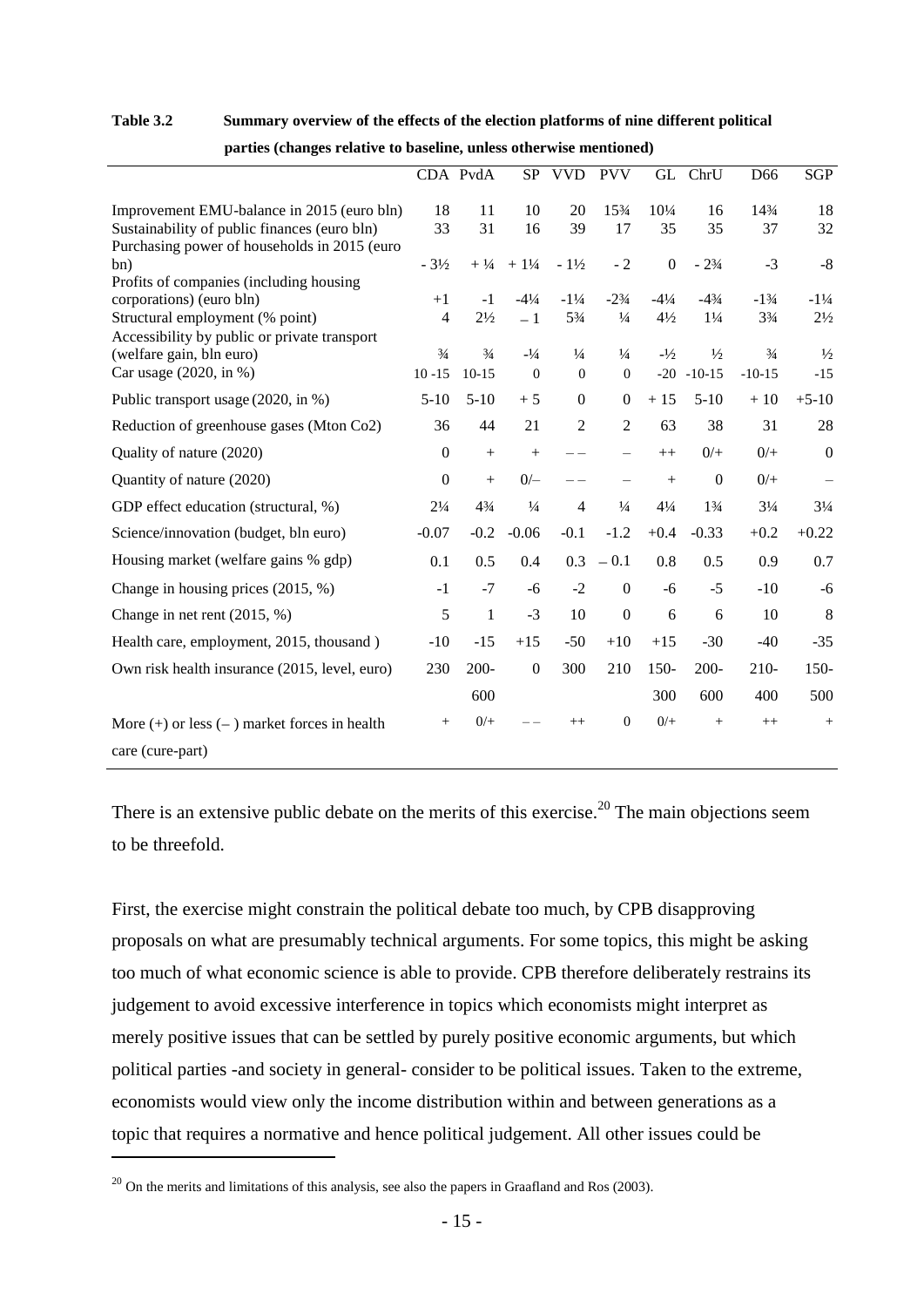**Table 3.2 Summary overview of the effects of the election platforms of nine different political parties (changes relative to baseline, unless otherwise mentioned)**

| | CDA | PvdA | SP | VVD | PVV | GL | ChrU | D66 | SGP |
|---|---|---|---|---|---|---|---|---|---|
| Improvement EMU-balance in 2015 (euro bln) | 18 | 11 | 10 | 20 | 15¾ | 10¼ | 16 | 14¾ | 18 |
| Sustainability of public finances (euro bln) | 33 | 31 | 16 | 39 | 17 | 35 | 35 | 37 | 32 |
| Purchasing power of households in 2015 (euro bn) | - 3½ | + ¼ | + 1¼ | - 1½ | - 2 | 0 | - 2¾ | -3 | -8 |
| Profits of companies (including housing corporations) (euro bln) | +1 | -1 | -4¼ | -1¼ | -2¾ | -4¼ | -4¾ | -1¾ | -1¼ |
| Structural employment (% point) | 4 | 2½ | – 1 | 5¾ | ¼ | 4½ | 1¼ | 3¾ | 2½ |
| Accessibility by public or private transport (welfare gain, bln euro) | ¾ | ¾ | -¼ | ¼ | ¼ | -½ | ½ | ¾ | ½ |
| Car usage (2020, in %) | 10 -15 | 10-15 | 0 | 0 | 0 | -20 | -10-15 | -10-15 | -15 |
| Public transport usage (2020, in %) | 5-10 | 5-10 | + 5 | 0 | 0 | + 15 | 5-10 | + 10 | +5-10 |
| Reduction of greenhouse gases (Mton Co2) | 36 | 44 | 21 | 2 | 2 | 63 | 38 | 31 | 28 |
| Quality of nature (2020) | 0 | + | + | – – | – | ++ | 0/+ | 0/+ | 0 |
| Quantity of nature (2020) | 0 | + | 0/– | – – | – | + | 0 | 0/+ | – |
| GDP effect education (structural, %) | 2¼ | 4¾ | ¼ | 4 | ¼ | 4¼ | 1¾ | 3¼ | 3¼ |
| Science/innovation (budget, bln euro) | -0.07 | -0.2 | -0.06 | -0.1 | -1.2 | +0.4 | -0.33 | +0.2 | +0.22 |
| Housing market (welfare gains % gdp) | 0.1 | 0.5 | 0.4 | 0.3 | – 0.1 | 0.8 | 0.5 | 0.9 | 0.7 |
| Change in housing prices (2015, %) | -1 | -7 | -6 | -2 | 0 | -6 | -5 | -10 | -6 |
| Change in net rent (2015, %) | 5 | 1 | -3 | 10 | 0 | 6 | 6 | 10 | 8 |
| Health care, employment, 2015, thousand ) | -10 | -15 | +15 | -50 | +10 | +15 | -30 | -40 | -35 |
| Own risk health insurance (2015, level, euro) | 230 | 200-600 | 0 | 300 | 210 | 150-300 | 200-600 | 210-400 | 150-500 |
| More (+) or less (– ) market forces in health care (cure-part) | + | 0/+ | – – | ++ | 0 | 0/+ | + | ++ | + |

There is an extensive public debate on the merits of this exercise.[20] The main objections seem to be threefold.

First, the exercise might constrain the political debate too much, by CPB disapproving proposals on what are presumably technical arguments. For some topics, this might be asking too much of what economic science is able to provide. CPB therefore deliberately restrains its judgement to avoid excessive interference in topics which economists might interpret as merely positive issues that can be settled by purely positive economic arguments, but which political parties -and society in general- consider to be political issues. Taken to the extreme, economists would view only the income distribution within and between generations as a topic that requires a normative and hence political judgement. All other issues could be

[20] On the merits and limitations of this analysis, see also the papers in Graafland and Ros (2003).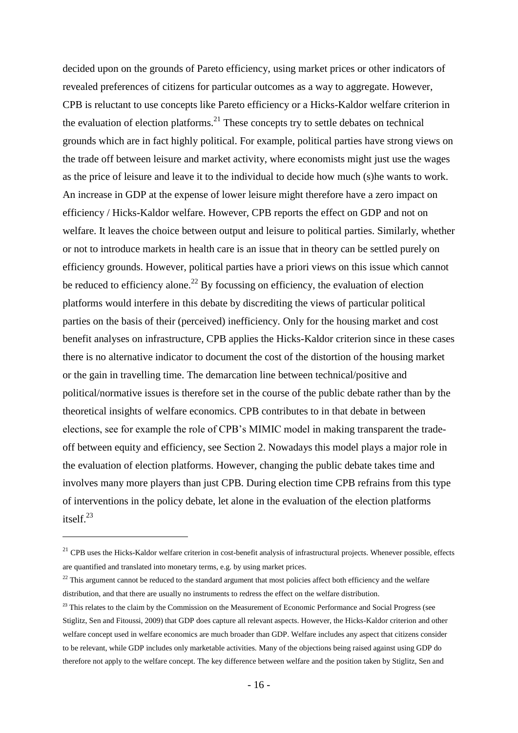decided upon on the grounds of Pareto efficiency, using market prices or other indicators of revealed preferences of citizens for particular outcomes as a way to aggregate. However, CPB is reluctant to use concepts like Pareto efficiency or a Hicks-Kaldor welfare criterion in the evaluation of election platforms.[21] These concepts try to settle debates on technical grounds which are in fact highly political. For example, political parties have strong views on the trade off between leisure and market activity, where economists might just use the wages as the price of leisure and leave it to the individual to decide how much (s)he wants to work. An increase in GDP at the expense of lower leisure might therefore have a zero impact on efficiency / Hicks-Kaldor welfare. However, CPB reports the effect on GDP and not on welfare. It leaves the choice between output and leisure to political parties. Similarly, whether or not to introduce markets in health care is an issue that in theory can be settled purely on efficiency grounds. However, political parties have a priori views on this issue which cannot be reduced to efficiency alone.[22] By focussing on efficiency, the evaluation of election platforms would interfere in this debate by discrediting the views of particular political parties on the basis of their (perceived) inefficiency. Only for the housing market and cost benefit analyses on infrastructure, CPB applies the Hicks-Kaldor criterion since in these cases there is no alternative indicator to document the cost of the distortion of the housing market or the gain in travelling time. The demarcation line between technical/positive and political/normative issues is therefore set in the course of the public debate rather than by the theoretical insights of welfare economics. CPB contributes to in that debate in between elections, see for example the role of CPB's MIMIC model in making transparent the trade-off between equity and efficiency, see Section 2. Nowadays this model plays a major role in the evaluation of election platforms. However, changing the public debate takes time and involves many more players than just CPB. During election time CPB refrains from this type of interventions in the policy debate, let alone in the evaluation of the election platforms itself.[23]

---

[21] CPB uses the Hicks-Kaldor welfare criterion in cost-benefit analysis of infrastructural projects. Whenever possible, effects are quantified and translated into monetary terms, e.g. by using market prices.

[22] This argument cannot be reduced to the standard argument that most policies affect both efficiency and the welfare distribution, and that there are usually no instruments to redress the effect on the welfare distribution.

[23] This relates to the claim by the Commission on the Measurement of Economic Performance and Social Progress (see Stiglitz, Sen and Fitoussi, 2009) that GDP does capture all relevant aspects. However, the Hicks-Kaldor criterion and other welfare concept used in welfare economics are much broader than GDP. Welfare includes any aspect that citizens consider to be relevant, while GDP includes only marketable activities. Many of the objections being raised against using GDP do therefore not apply to the welfare concept. The key difference between welfare and the position taken by Stiglitz, Sen and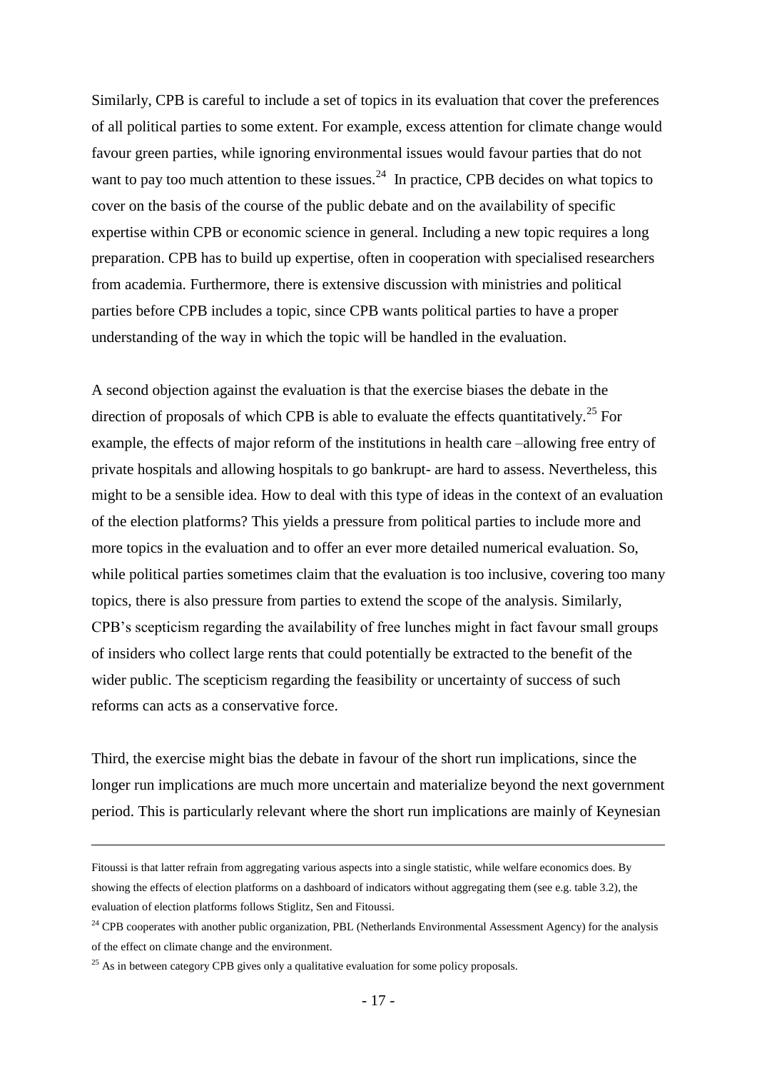Similarly, CPB is careful to include a set of topics in its evaluation that cover the preferences of all political parties to some extent. For example, excess attention for climate change would favour green parties, while ignoring environmental issues would favour parties that do not want to pay too much attention to these issues.[24] In practice, CPB decides on what topics to cover on the basis of the course of the public debate and on the availability of specific expertise within CPB or economic science in general. Including a new topic requires a long preparation. CPB has to build up expertise, often in cooperation with specialised researchers from academia. Furthermore, there is extensive discussion with ministries and political parties before CPB includes a topic, since CPB wants political parties to have a proper understanding of the way in which the topic will be handled in the evaluation.

A second objection against the evaluation is that the exercise biases the debate in the direction of proposals of which CPB is able to evaluate the effects quantitatively.[25] For example, the effects of major reform of the institutions in health care –allowing free entry of private hospitals and allowing hospitals to go bankrupt- are hard to assess. Nevertheless, this might to be a sensible idea. How to deal with this type of ideas in the context of an evaluation of the election platforms? This yields a pressure from political parties to include more and more topics in the evaluation and to offer an ever more detailed numerical evaluation. So, while political parties sometimes claim that the evaluation is too inclusive, covering too many topics, there is also pressure from parties to extend the scope of the analysis. Similarly, CPB's scepticism regarding the availability of free lunches might in fact favour small groups of insiders who collect large rents that could potentially be extracted to the benefit of the wider public. The scepticism regarding the feasibility or uncertainty of success of such reforms can acts as a conservative force.

Third, the exercise might bias the debate in favour of the short run implications, since the longer run implications are much more uncertain and materialize beyond the next government period. This is particularly relevant where the short run implications are mainly of Keynesian

---

Fitoussi is that latter refrain from aggregating various aspects into a single statistic, while welfare economics does. By showing the effects of election platforms on a dashboard of indicators without aggregating them (see e.g. table 3.2), the evaluation of election platforms follows Stiglitz, Sen and Fitoussi.

[24] CPB cooperates with another public organization, PBL (Netherlands Environmental Assessment Agency) for the analysis of the effect on climate change and the environment.

[25] As in between category CPB gives only a qualitative evaluation for some policy proposals.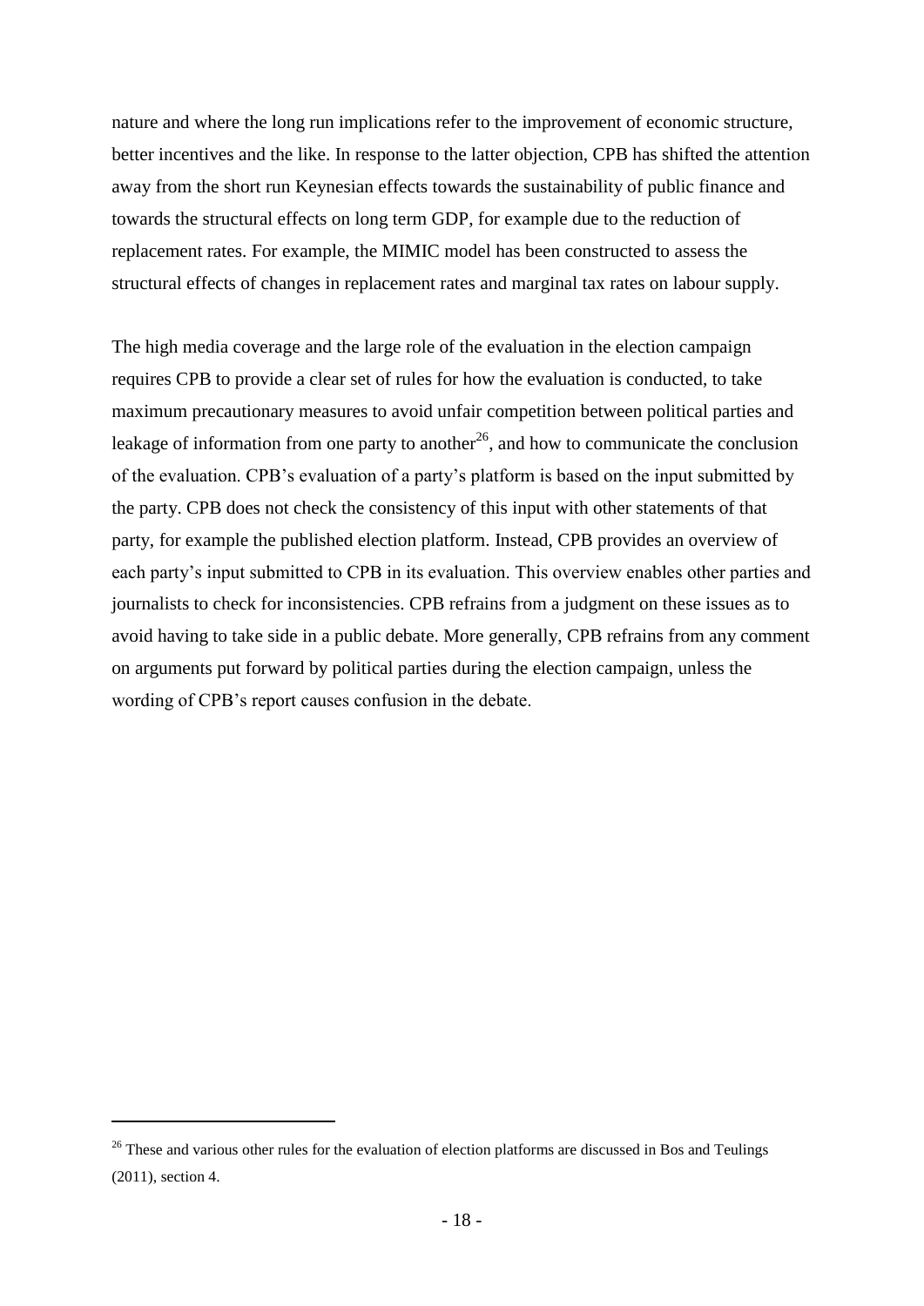nature and where the long run implications refer to the improvement of economic structure, better incentives and the like. In response to the latter objection, CPB has shifted the attention away from the short run Keynesian effects towards the sustainability of public finance and towards the structural effects on long term GDP, for example due to the reduction of replacement rates. For example, the MIMIC model has been constructed to assess the structural effects of changes in replacement rates and marginal tax rates on labour supply.

The high media coverage and the large role of the evaluation in the election campaign requires CPB to provide a clear set of rules for how the evaluation is conducted, to take maximum precautionary measures to avoid unfair competition between political parties and leakage of information from one party to another[26], and how to communicate the conclusion of the evaluation. CPB's evaluation of a party's platform is based on the input submitted by the party. CPB does not check the consistency of this input with other statements of that party, for example the published election platform. Instead, CPB provides an overview of each party's input submitted to CPB in its evaluation. This overview enables other parties and journalists to check for inconsistencies. CPB refrains from a judgment on these issues as to avoid having to take side in a public debate. More generally, CPB refrains from any comment on arguments put forward by political parties during the election campaign, unless the wording of CPB's report causes confusion in the debate.

[26] These and various other rules for the evaluation of election platforms are discussed in Bos and Teulings (2011), section 4.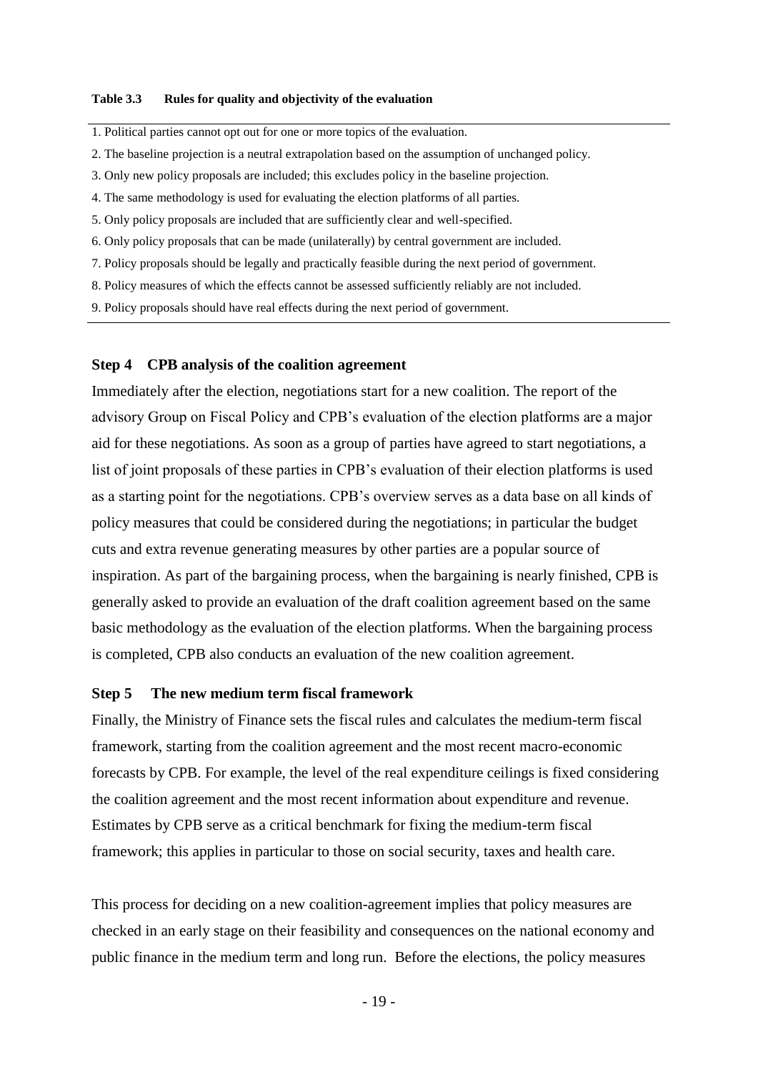**Table 3.3 Rules for quality and objectivity of the evaluation**

1. Political parties cannot opt out for one or more topics of the evaluation.
2. The baseline projection is a neutral extrapolation based on the assumption of unchanged policy.
3. Only new policy proposals are included; this excludes policy in the baseline projection.
4. The same methodology is used for evaluating the election platforms of all parties.
5. Only policy proposals are included that are sufficiently clear and well-specified.
6. Only policy proposals that can be made (unilaterally) by central government are included.
7. Policy proposals should be legally and practically feasible during the next period of government.
8. Policy measures of which the effects cannot be assessed sufficiently reliably are not included.
9. Policy proposals should have real effects during the next period of government.

### Step 4 CPB analysis of the coalition agreement

Immediately after the election, negotiations start for a new coalition. The report of the advisory Group on Fiscal Policy and CPB's evaluation of the election platforms are a major aid for these negotiations. As soon as a group of parties have agreed to start negotiations, a list of joint proposals of these parties in CPB's evaluation of their election platforms is used as a starting point for the negotiations. CPB's overview serves as a data base on all kinds of policy measures that could be considered during the negotiations; in particular the budget cuts and extra revenue generating measures by other parties are a popular source of inspiration. As part of the bargaining process, when the bargaining is nearly finished, CPB is generally asked to provide an evaluation of the draft coalition agreement based on the same basic methodology as the evaluation of the election platforms. When the bargaining process is completed, CPB also conducts an evaluation of the new coalition agreement.

### Step 5 The new medium term fiscal framework

Finally, the Ministry of Finance sets the fiscal rules and calculates the medium-term fiscal framework, starting from the coalition agreement and the most recent macro-economic forecasts by CPB. For example, the level of the real expenditure ceilings is fixed considering the coalition agreement and the most recent information about expenditure and revenue. Estimates by CPB serve as a critical benchmark for fixing the medium-term fiscal framework; this applies in particular to those on social security, taxes and health care.

This process for deciding on a new coalition-agreement implies that policy measures are checked in an early stage on their feasibility and consequences on the national economy and public finance in the medium term and long run. Before the elections, the policy measures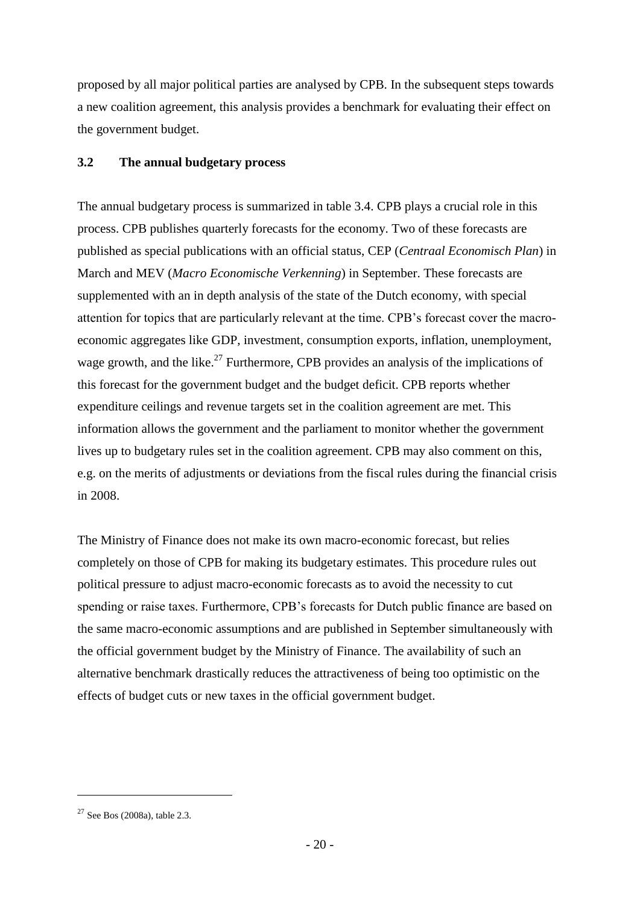proposed by all major political parties are analysed by CPB. In the subsequent steps towards a new coalition agreement, this analysis provides a benchmark for evaluating their effect on the government budget.

### 3.2 The annual budgetary process

The annual budgetary process is summarized in table 3.4. CPB plays a crucial role in this process. CPB publishes quarterly forecasts for the economy. Two of these forecasts are published as special publications with an official status, CEP (*Centraal Economisch Plan*) in March and MEV (*Macro Economische Verkenning*) in September. These forecasts are supplemented with an in depth analysis of the state of the Dutch economy, with special attention for topics that are particularly relevant at the time. CPB's forecast cover the macro-economic aggregates like GDP, investment, consumption exports, inflation, unemployment, wage growth, and the like.[27] Furthermore, CPB provides an analysis of the implications of this forecast for the government budget and the budget deficit. CPB reports whether expenditure ceilings and revenue targets set in the coalition agreement are met. This information allows the government and the parliament to monitor whether the government lives up to budgetary rules set in the coalition agreement. CPB may also comment on this, e.g. on the merits of adjustments or deviations from the fiscal rules during the financial crisis in 2008.

The Ministry of Finance does not make its own macro-economic forecast, but relies completely on those of CPB for making its budgetary estimates. This procedure rules out political pressure to adjust macro-economic forecasts as to avoid the necessity to cut spending or raise taxes. Furthermore, CPB's forecasts for Dutch public finance are based on the same macro-economic assumptions and are published in September simultaneously with the official government budget by the Ministry of Finance. The availability of such an alternative benchmark drastically reduces the attractiveness of being too optimistic on the effects of budget cuts or new taxes in the official government budget.

[27] See Bos (2008a), table 2.3.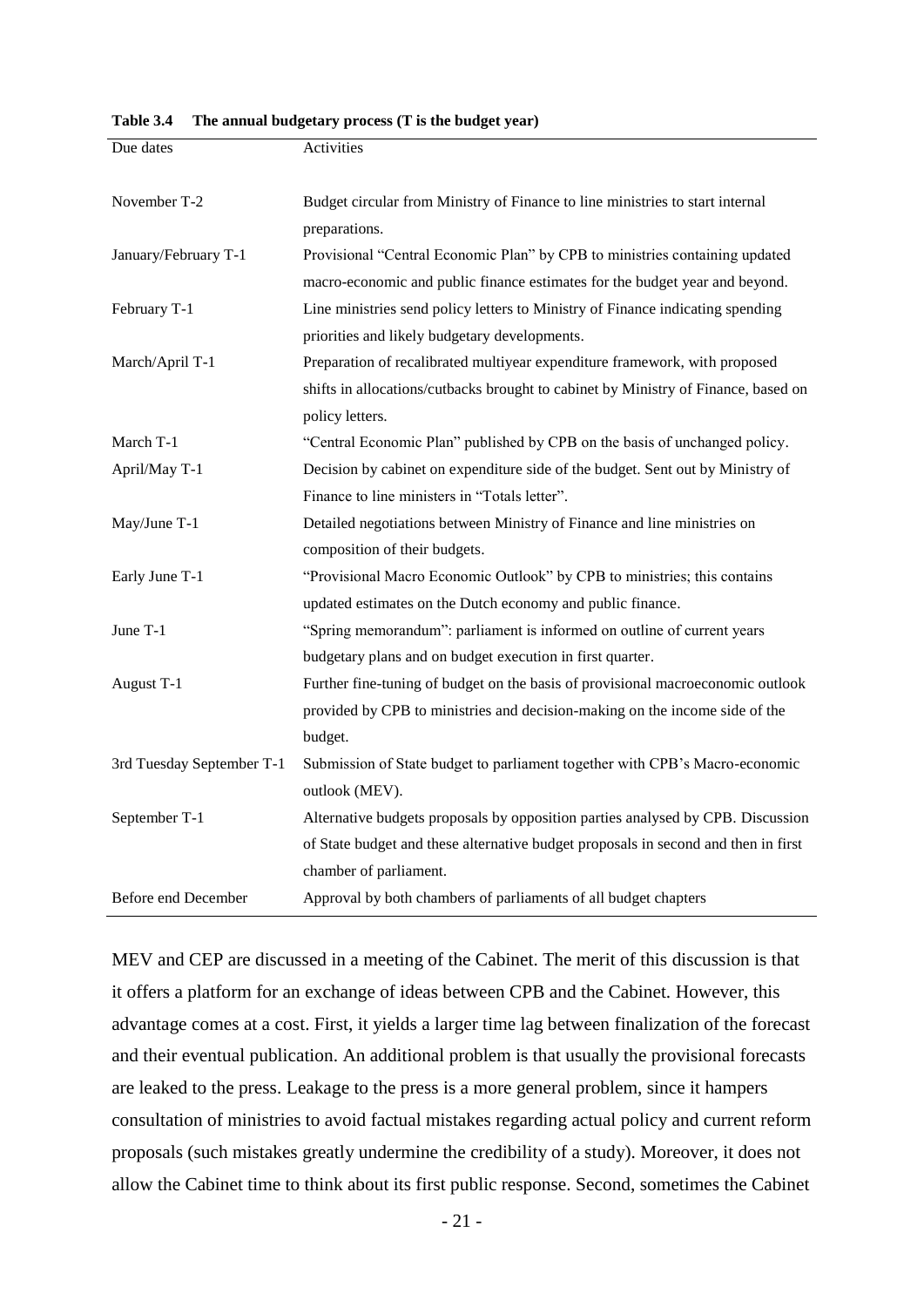**Table 3.4 The annual budgetary process (T is the budget year)**

| Due dates | Activities |
|---|---|
| November T-2 | Budget circular from Ministry of Finance to line ministries to start internal preparations. |
| January/February T-1 | Provisional "Central Economic Plan" by CPB to ministries containing updated macro-economic and public finance estimates for the budget year and beyond. |
| February T-1 | Line ministries send policy letters to Ministry of Finance indicating spending priorities and likely budgetary developments. |
| March/April T-1 | Preparation of recalibrated multiyear expenditure framework, with proposed shifts in allocations/cutbacks brought to cabinet by Ministry of Finance, based on policy letters. |
| March T-1 | "Central Economic Plan" published by CPB on the basis of unchanged policy. |
| April/May T-1 | Decision by cabinet on expenditure side of the budget. Sent out by Ministry of Finance to line ministers in "Totals letter". |
| May/June T-1 | Detailed negotiations between Ministry of Finance and line ministries on composition of their budgets. |
| Early June T-1 | "Provisional Macro Economic Outlook" by CPB to ministries; this contains updated estimates on the Dutch economy and public finance. |
| June T-1 | "Spring memorandum": parliament is informed on outline of current years budgetary plans and on budget execution in first quarter. |
| August T-1 | Further fine-tuning of budget on the basis of provisional macroeconomic outlook provided by CPB to ministries and decision-making on the income side of the budget. |
| 3rd Tuesday September T-1 | Submission of State budget to parliament together with CPB's Macro-economic outlook (MEV). |
| September T-1 | Alternative budgets proposals by opposition parties analysed by CPB. Discussion of State budget and these alternative budget proposals in second and then in first chamber of parliament. |
| Before end December | Approval by both chambers of parliaments of all budget chapters |

MEV and CEP are discussed in a meeting of the Cabinet. The merit of this discussion is that it offers a platform for an exchange of ideas between CPB and the Cabinet. However, this advantage comes at a cost. First, it yields a larger time lag between finalization of the forecast and their eventual publication. An additional problem is that usually the provisional forecasts are leaked to the press. Leakage to the press is a more general problem, since it hampers consultation of ministries to avoid factual mistakes regarding actual policy and current reform proposals (such mistakes greatly undermine the credibility of a study). Moreover, it does not allow the Cabinet time to think about its first public response. Second, sometimes the Cabinet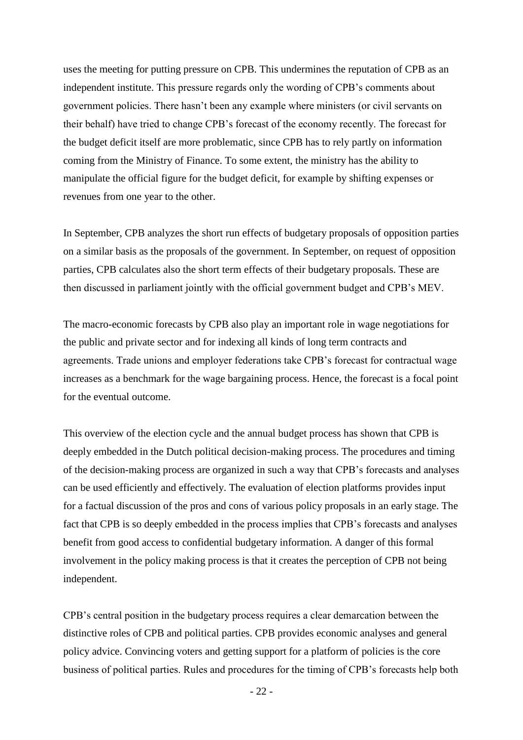uses the meeting for putting pressure on CPB. This undermines the reputation of CPB as an independent institute. This pressure regards only the wording of CPB's comments about government policies. There hasn't been any example where ministers (or civil servants on their behalf) have tried to change CPB's forecast of the economy recently. The forecast for the budget deficit itself are more problematic, since CPB has to rely partly on information coming from the Ministry of Finance. To some extent, the ministry has the ability to manipulate the official figure for the budget deficit, for example by shifting expenses or revenues from one year to the other.

In September, CPB analyzes the short run effects of budgetary proposals of opposition parties on a similar basis as the proposals of the government. In September, on request of opposition parties, CPB calculates also the short term effects of their budgetary proposals. These are then discussed in parliament jointly with the official government budget and CPB's MEV.

The macro-economic forecasts by CPB also play an important role in wage negotiations for the public and private sector and for indexing all kinds of long term contracts and agreements. Trade unions and employer federations take CPB's forecast for contractual wage increases as a benchmark for the wage bargaining process. Hence, the forecast is a focal point for the eventual outcome.

This overview of the election cycle and the annual budget process has shown that CPB is deeply embedded in the Dutch political decision-making process. The procedures and timing of the decision-making process are organized in such a way that CPB's forecasts and analyses can be used efficiently and effectively. The evaluation of election platforms provides input for a factual discussion of the pros and cons of various policy proposals in an early stage. The fact that CPB is so deeply embedded in the process implies that CPB's forecasts and analyses benefit from good access to confidential budgetary information. A danger of this formal involvement in the policy making process is that it creates the perception of CPB not being independent.

CPB's central position in the budgetary process requires a clear demarcation between the distinctive roles of CPB and political parties. CPB provides economic analyses and general policy advice. Convincing voters and getting support for a platform of policies is the core business of political parties. Rules and procedures for the timing of CPB's forecasts help both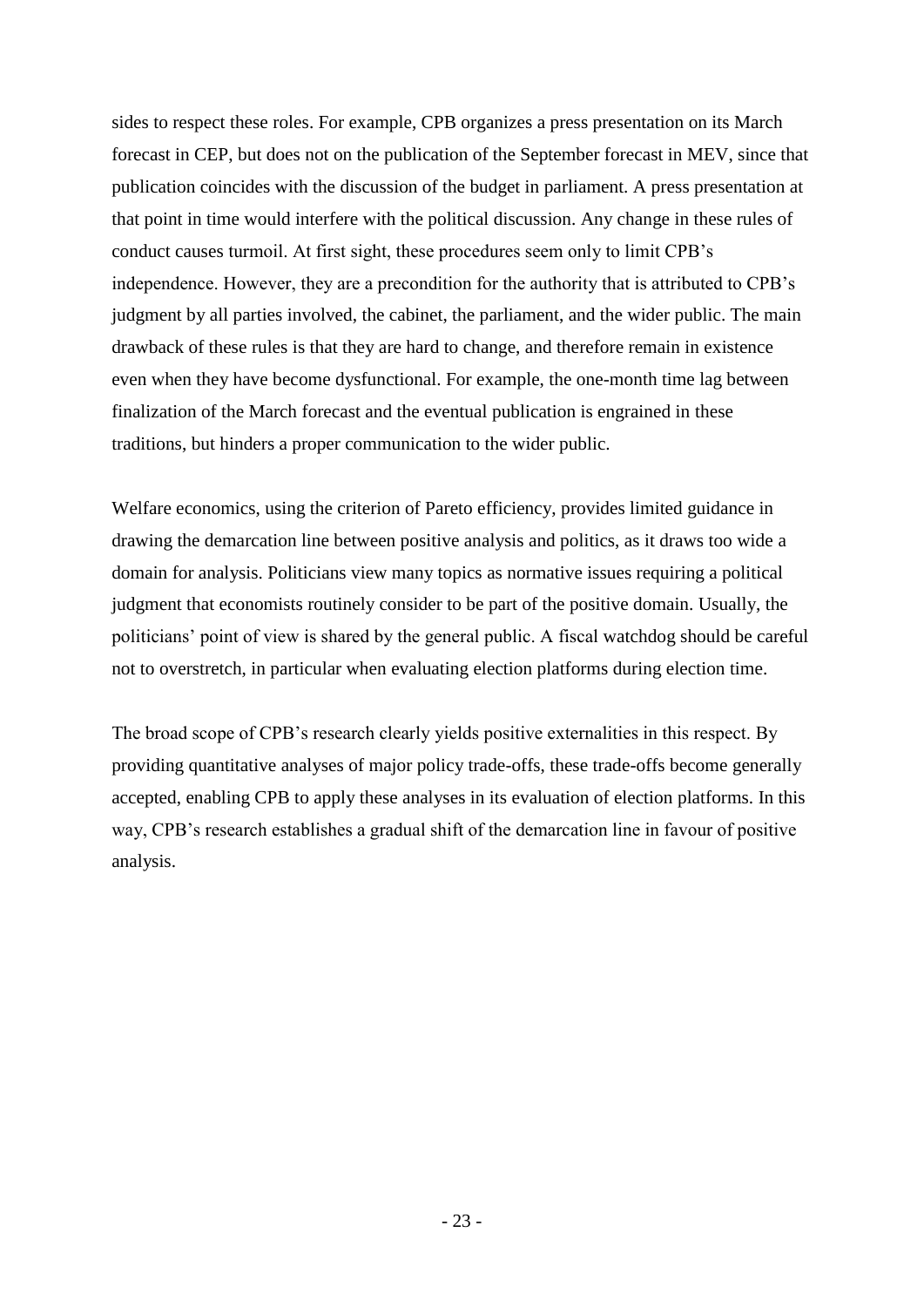sides to respect these roles. For example, CPB organizes a press presentation on its March forecast in CEP, but does not on the publication of the September forecast in MEV, since that publication coincides with the discussion of the budget in parliament. A press presentation at that point in time would interfere with the political discussion. Any change in these rules of conduct causes turmoil. At first sight, these procedures seem only to limit CPB's independence. However, they are a precondition for the authority that is attributed to CPB's judgment by all parties involved, the cabinet, the parliament, and the wider public. The main drawback of these rules is that they are hard to change, and therefore remain in existence even when they have become dysfunctional. For example, the one-month time lag between finalization of the March forecast and the eventual publication is engrained in these traditions, but hinders a proper communication to the wider public.

Welfare economics, using the criterion of Pareto efficiency, provides limited guidance in drawing the demarcation line between positive analysis and politics, as it draws too wide a domain for analysis. Politicians view many topics as normative issues requiring a political judgment that economists routinely consider to be part of the positive domain. Usually, the politicians' point of view is shared by the general public. A fiscal watchdog should be careful not to overstretch, in particular when evaluating election platforms during election time.

The broad scope of CPB's research clearly yields positive externalities in this respect. By providing quantitative analyses of major policy trade-offs, these trade-offs become generally accepted, enabling CPB to apply these analyses in its evaluation of election platforms. In this way, CPB's research establishes a gradual shift of the demarcation line in favour of positive analysis.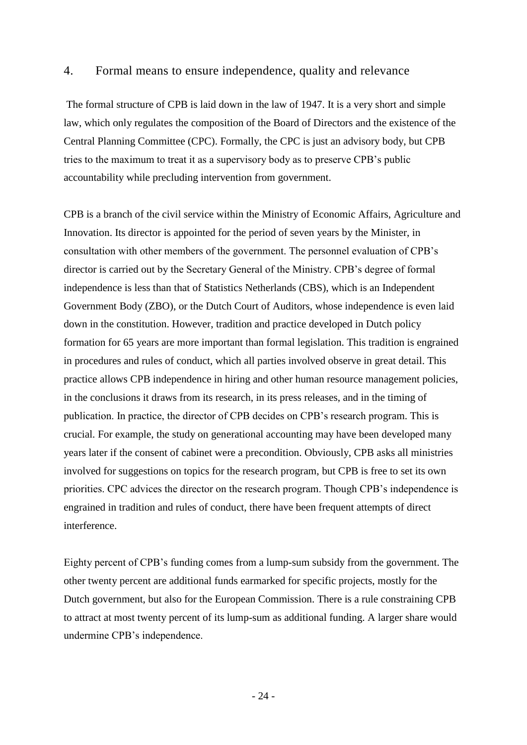## 4. Formal means to ensure independence, quality and relevance

The formal structure of CPB is laid down in the law of 1947. It is a very short and simple law, which only regulates the composition of the Board of Directors and the existence of the Central Planning Committee (CPC). Formally, the CPC is just an advisory body, but CPB tries to the maximum to treat it as a supervisory body as to preserve CPB's public accountability while precluding intervention from government.

CPB is a branch of the civil service within the Ministry of Economic Affairs, Agriculture and Innovation. Its director is appointed for the period of seven years by the Minister, in consultation with other members of the government. The personnel evaluation of CPB's director is carried out by the Secretary General of the Ministry. CPB's degree of formal independence is less than that of Statistics Netherlands (CBS), which is an Independent Government Body (ZBO), or the Dutch Court of Auditors, whose independence is even laid down in the constitution. However, tradition and practice developed in Dutch policy formation for 65 years are more important than formal legislation. This tradition is engrained in procedures and rules of conduct, which all parties involved observe in great detail. This practice allows CPB independence in hiring and other human resource management policies, in the conclusions it draws from its research, in its press releases, and in the timing of publication. In practice, the director of CPB decides on CPB's research program. This is crucial. For example, the study on generational accounting may have been developed many years later if the consent of cabinet were a precondition. Obviously, CPB asks all ministries involved for suggestions on topics for the research program, but CPB is free to set its own priorities. CPC advices the director on the research program. Though CPB's independence is engrained in tradition and rules of conduct, there have been frequent attempts of direct interference.

Eighty percent of CPB's funding comes from a lump-sum subsidy from the government. The other twenty percent are additional funds earmarked for specific projects, mostly for the Dutch government, but also for the European Commission. There is a rule constraining CPB to attract at most twenty percent of its lump-sum as additional funding. A larger share would undermine CPB's independence.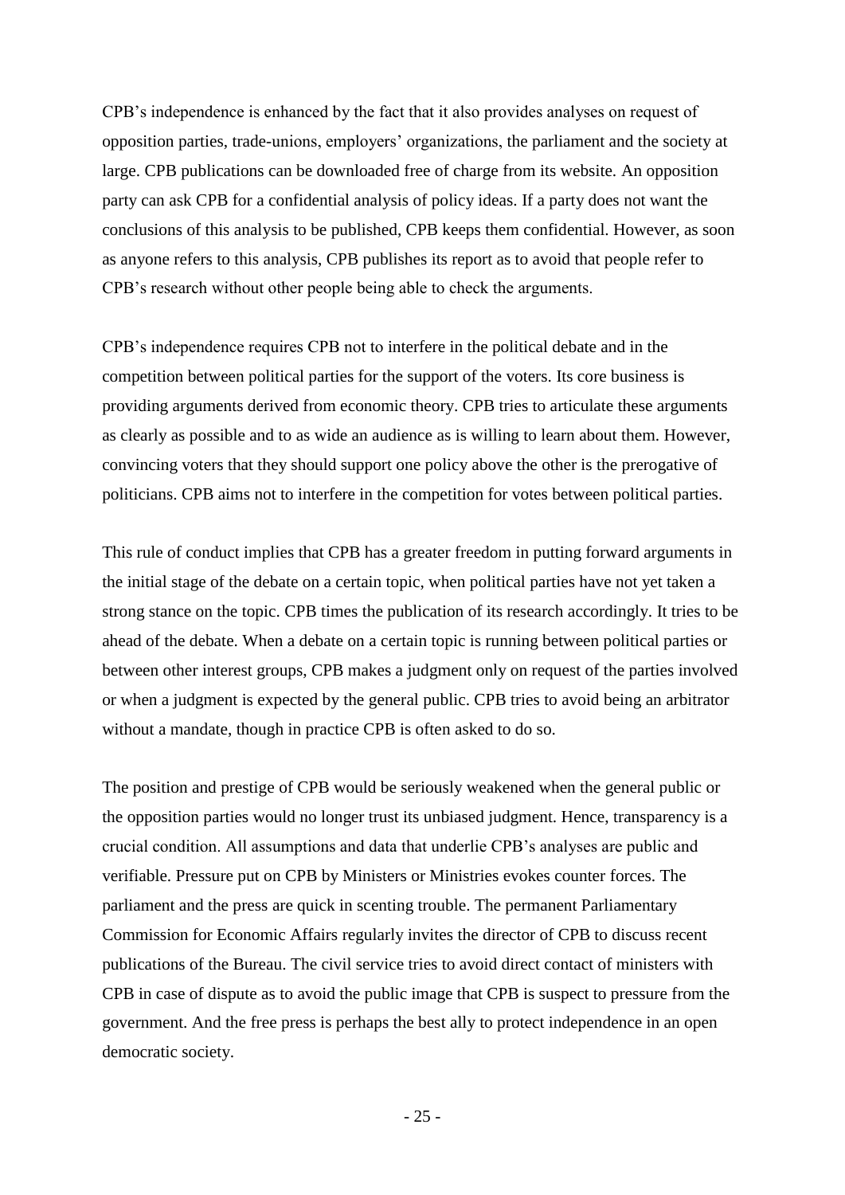CPB's independence is enhanced by the fact that it also provides analyses on request of opposition parties, trade-unions, employers' organizations, the parliament and the society at large. CPB publications can be downloaded free of charge from its website. An opposition party can ask CPB for a confidential analysis of policy ideas. If a party does not want the conclusions of this analysis to be published, CPB keeps them confidential. However, as soon as anyone refers to this analysis, CPB publishes its report as to avoid that people refer to CPB's research without other people being able to check the arguments.

CPB's independence requires CPB not to interfere in the political debate and in the competition between political parties for the support of the voters. Its core business is providing arguments derived from economic theory. CPB tries to articulate these arguments as clearly as possible and to as wide an audience as is willing to learn about them. However, convincing voters that they should support one policy above the other is the prerogative of politicians. CPB aims not to interfere in the competition for votes between political parties.

This rule of conduct implies that CPB has a greater freedom in putting forward arguments in the initial stage of the debate on a certain topic, when political parties have not yet taken a strong stance on the topic. CPB times the publication of its research accordingly. It tries to be ahead of the debate. When a debate on a certain topic is running between political parties or between other interest groups, CPB makes a judgment only on request of the parties involved or when a judgment is expected by the general public. CPB tries to avoid being an arbitrator without a mandate, though in practice CPB is often asked to do so.

The position and prestige of CPB would be seriously weakened when the general public or the opposition parties would no longer trust its unbiased judgment. Hence, transparency is a crucial condition. All assumptions and data that underlie CPB's analyses are public and verifiable. Pressure put on CPB by Ministers or Ministries evokes counter forces. The parliament and the press are quick in scenting trouble. The permanent Parliamentary Commission for Economic Affairs regularly invites the director of CPB to discuss recent publications of the Bureau. The civil service tries to avoid direct contact of ministers with CPB in case of dispute as to avoid the public image that CPB is suspect to pressure from the government. And the free press is perhaps the best ally to protect independence in an open democratic society.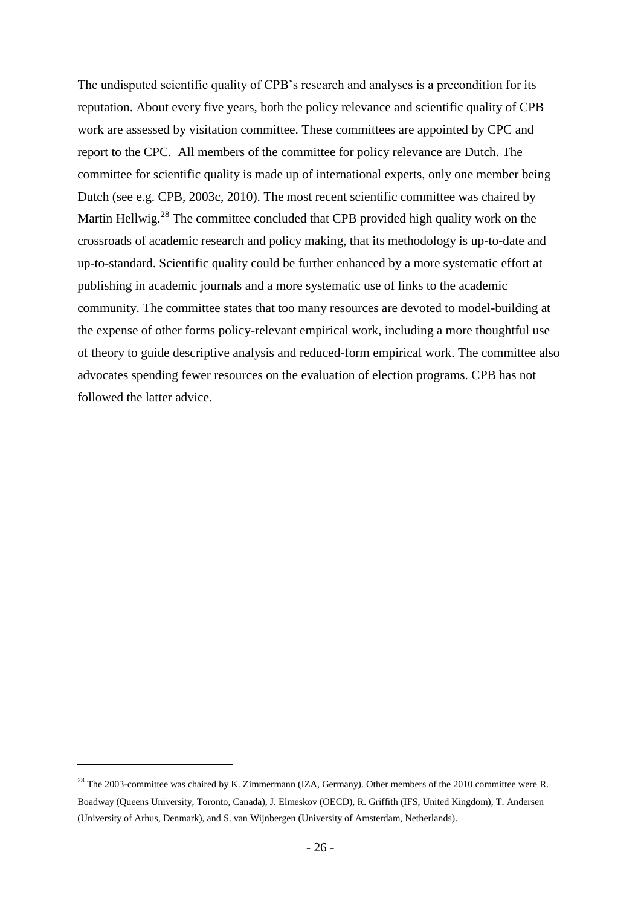The undisputed scientific quality of CPB's research and analyses is a precondition for its reputation. About every five years, both the policy relevance and scientific quality of CPB work are assessed by visitation committee. These committees are appointed by CPC and report to the CPC. All members of the committee for policy relevance are Dutch. The committee for scientific quality is made up of international experts, only one member being Dutch (see e.g. CPB, 2003c, 2010). The most recent scientific committee was chaired by Martin Hellwig.[28] The committee concluded that CPB provided high quality work on the crossroads of academic research and policy making, that its methodology is up-to-date and up-to-standard. Scientific quality could be further enhanced by a more systematic effort at publishing in academic journals and a more systematic use of links to the academic community. The committee states that too many resources are devoted to model-building at the expense of other forms policy-relevant empirical work, including a more thoughtful use of theory to guide descriptive analysis and reduced-form empirical work. The committee also advocates spending fewer resources on the evaluation of election programs. CPB has not followed the latter advice.

---

[28] The 2003-committee was chaired by K. Zimmermann (IZA, Germany). Other members of the 2010 committee were R. Boadway (Queens University, Toronto, Canada), J. Elmeskov (OECD), R. Griffith (IFS, United Kingdom), T. Andersen (University of Arhus, Denmark), and S. van Wijnbergen (University of Amsterdam, Netherlands).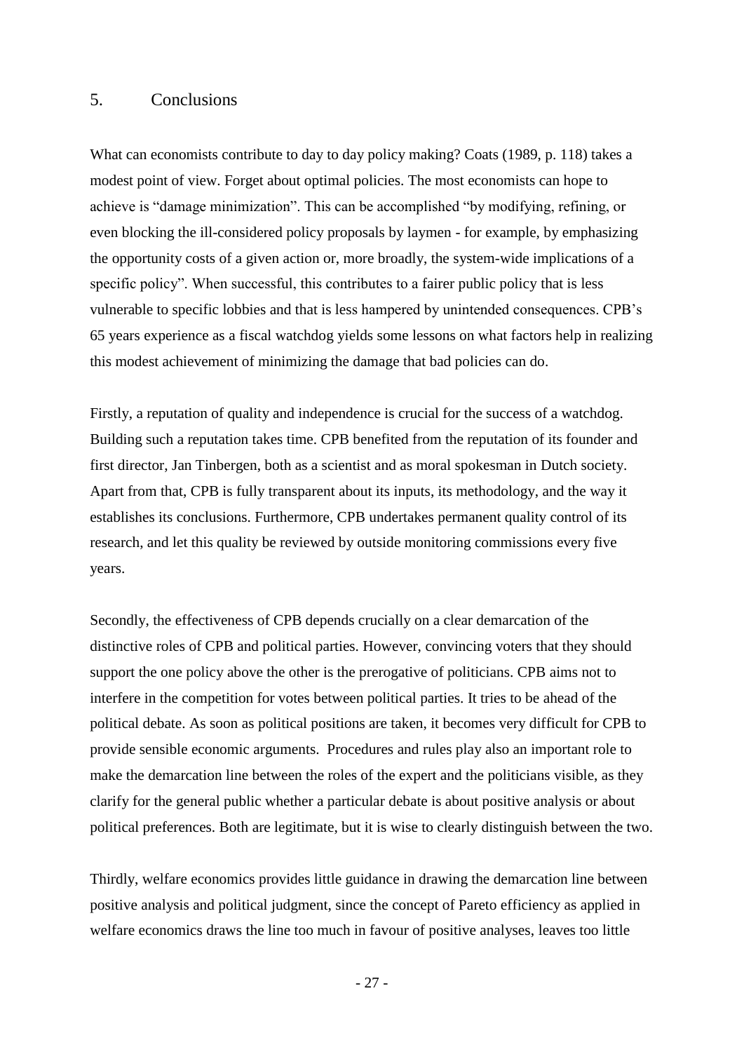## 5. Conclusions

What can economists contribute to day to day policy making? Coats (1989, p. 118) takes a modest point of view. Forget about optimal policies. The most economists can hope to achieve is "damage minimization". This can be accomplished "by modifying, refining, or even blocking the ill-considered policy proposals by laymen - for example, by emphasizing the opportunity costs of a given action or, more broadly, the system-wide implications of a specific policy". When successful, this contributes to a fairer public policy that is less vulnerable to specific lobbies and that is less hampered by unintended consequences. CPB's 65 years experience as a fiscal watchdog yields some lessons on what factors help in realizing this modest achievement of minimizing the damage that bad policies can do.

Firstly, a reputation of quality and independence is crucial for the success of a watchdog. Building such a reputation takes time. CPB benefited from the reputation of its founder and first director, Jan Tinbergen, both as a scientist and as moral spokesman in Dutch society. Apart from that, CPB is fully transparent about its inputs, its methodology, and the way it establishes its conclusions. Furthermore, CPB undertakes permanent quality control of its research, and let this quality be reviewed by outside monitoring commissions every five years.

Secondly, the effectiveness of CPB depends crucially on a clear demarcation of the distinctive roles of CPB and political parties. However, convincing voters that they should support the one policy above the other is the prerogative of politicians. CPB aims not to interfere in the competition for votes between political parties. It tries to be ahead of the political debate. As soon as political positions are taken, it becomes very difficult for CPB to provide sensible economic arguments. Procedures and rules play also an important role to make the demarcation line between the roles of the expert and the politicians visible, as they clarify for the general public whether a particular debate is about positive analysis or about political preferences. Both are legitimate, but it is wise to clearly distinguish between the two.

Thirdly, welfare economics provides little guidance in drawing the demarcation line between positive analysis and political judgment, since the concept of Pareto efficiency as applied in welfare economics draws the line too much in favour of positive analyses, leaves too little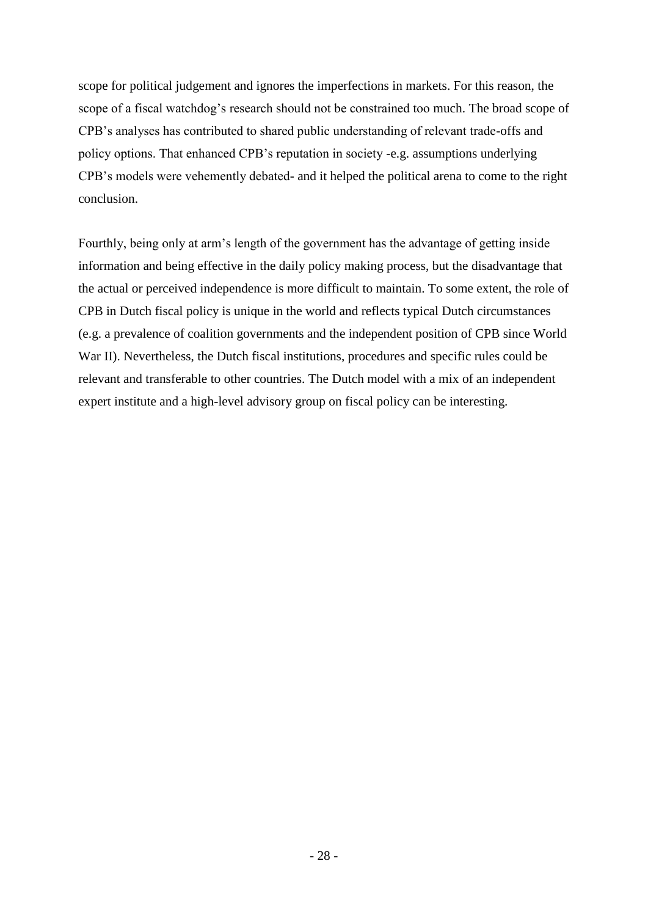scope for political judgement and ignores the imperfections in markets. For this reason, the scope of a fiscal watchdog's research should not be constrained too much. The broad scope of CPB's analyses has contributed to shared public understanding of relevant trade-offs and policy options. That enhanced CPB's reputation in society -e.g. assumptions underlying CPB's models were vehemently debated- and it helped the political arena to come to the right conclusion.

Fourthly, being only at arm's length of the government has the advantage of getting inside information and being effective in the daily policy making process, but the disadvantage that the actual or perceived independence is more difficult to maintain. To some extent, the role of CPB in Dutch fiscal policy is unique in the world and reflects typical Dutch circumstances (e.g. a prevalence of coalition governments and the independent position of CPB since World War II). Nevertheless, the Dutch fiscal institutions, procedures and specific rules could be relevant and transferable to other countries. The Dutch model with a mix of an independent expert institute and a high-level advisory group on fiscal policy can be interesting.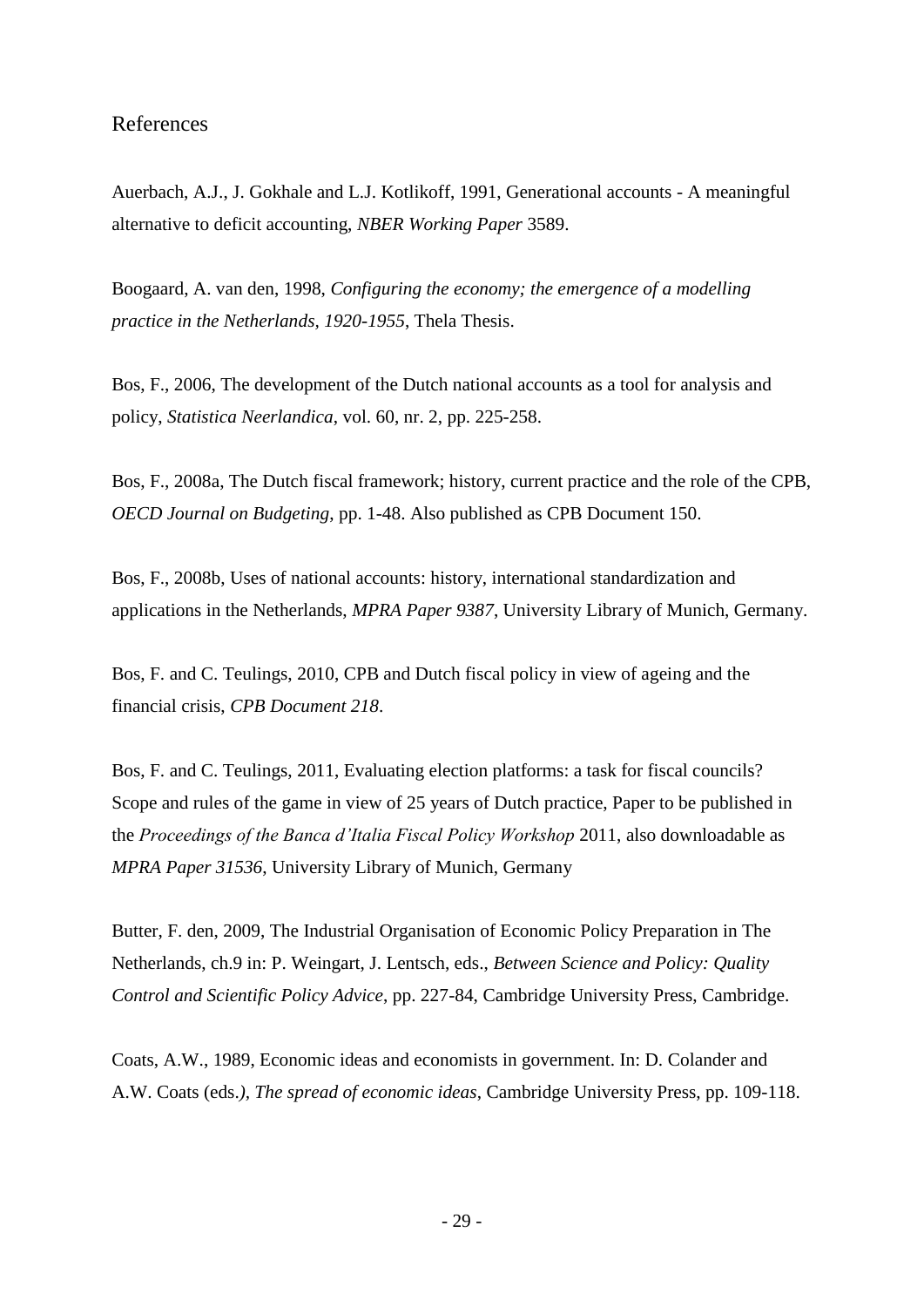## References

Auerbach, A.J., J. Gokhale and L.J. Kotlikoff, 1991, Generational accounts - A meaningful alternative to deficit accounting, *NBER Working Paper* 3589.

Boogaard, A. van den, 1998, *Configuring the economy; the emergence of a modelling practice in the Netherlands, 1920-1955*, Thela Thesis.

Bos, F., 2006, The development of the Dutch national accounts as a tool for analysis and policy, *Statistica Neerlandica*, vol. 60, nr. 2, pp. 225-258.

Bos, F., 2008a, The Dutch fiscal framework; history, current practice and the role of the CPB, *OECD Journal on Budgeting*, pp. 1-48. Also published as CPB Document 150.

Bos, F., 2008b, Uses of national accounts: history, international standardization and applications in the Netherlands, *MPRA Paper 9387*, University Library of Munich, Germany.

Bos, F. and C. Teulings, 2010, CPB and Dutch fiscal policy in view of ageing and the financial crisis, *CPB Document 218*.

Bos, F. and C. Teulings, 2011, Evaluating election platforms: a task for fiscal councils? Scope and rules of the game in view of 25 years of Dutch practice, Paper to be published in the *Proceedings of the Banca d'Italia Fiscal Policy Workshop* 2011, also downloadable as *MPRA Paper 31536*, University Library of Munich, Germany

Butter, F. den, 2009, The Industrial Organisation of Economic Policy Preparation in The Netherlands, ch.9 in: P. Weingart, J. Lentsch, eds., *Between Science and Policy: Quality Control and Scientific Policy Advice*, pp. 227-84, Cambridge University Press, Cambridge.

Coats, A.W., 1989, Economic ideas and economists in government. In: D. Colander and A.W. Coats (eds.), *The spread of economic ideas*, Cambridge University Press, pp. 109-118.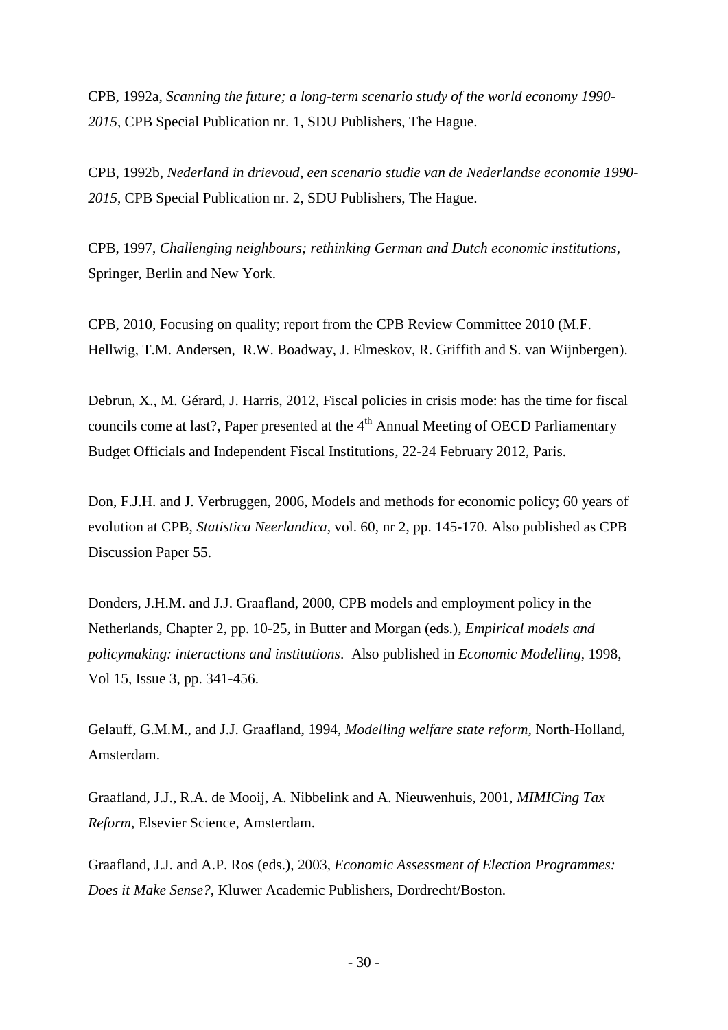CPB, 1992a, *Scanning the future; a long-term scenario study of the world economy 1990-2015*, CPB Special Publication nr. 1, SDU Publishers, The Hague.

CPB, 1992b, *Nederland in drievoud*, *een scenario studie van de Nederlandse economie 1990-2015*, CPB Special Publication nr. 2, SDU Publishers, The Hague.

CPB, 1997, *Challenging neighbours; rethinking German and Dutch economic institutions*, Springer, Berlin and New York.

CPB, 2010, Focusing on quality; report from the CPB Review Committee 2010 (M.F. Hellwig, T.M. Andersen, R.W. Boadway, J. Elmeskov, R. Griffith and S. van Wijnbergen).

Debrun, X., M. Gérard, J. Harris, 2012, Fiscal policies in crisis mode: has the time for fiscal councils come at last?, Paper presented at the 4th Annual Meeting of OECD Parliamentary Budget Officials and Independent Fiscal Institutions, 22-24 February 2012, Paris.

Don, F.J.H. and J. Verbruggen, 2006, Models and methods for economic policy; 60 years of evolution at CPB, *Statistica Neerlandica*, vol. 60, nr 2, pp. 145-170. Also published as CPB Discussion Paper 55.

Donders, J.H.M. and J.J. Graafland, 2000, CPB models and employment policy in the Netherlands, Chapter 2, pp. 10-25, in Butter and Morgan (eds.), *Empirical models and policymaking: interactions and institutions*. Also published in *Economic Modelling*, 1998, Vol 15, Issue 3, pp. 341-456.

Gelauff, G.M.M., and J.J. Graafland, 1994, *Modelling welfare state reform*, North-Holland, Amsterdam.

Graafland, J.J., R.A. de Mooij, A. Nibbelink and A. Nieuwenhuis, 2001, *MIMICing Tax Reform*, Elsevier Science, Amsterdam.

Graafland, J.J. and A.P. Ros (eds.), 2003, *Economic Assessment of Election Programmes: Does it Make Sense?*, Kluwer Academic Publishers, Dordrecht/Boston.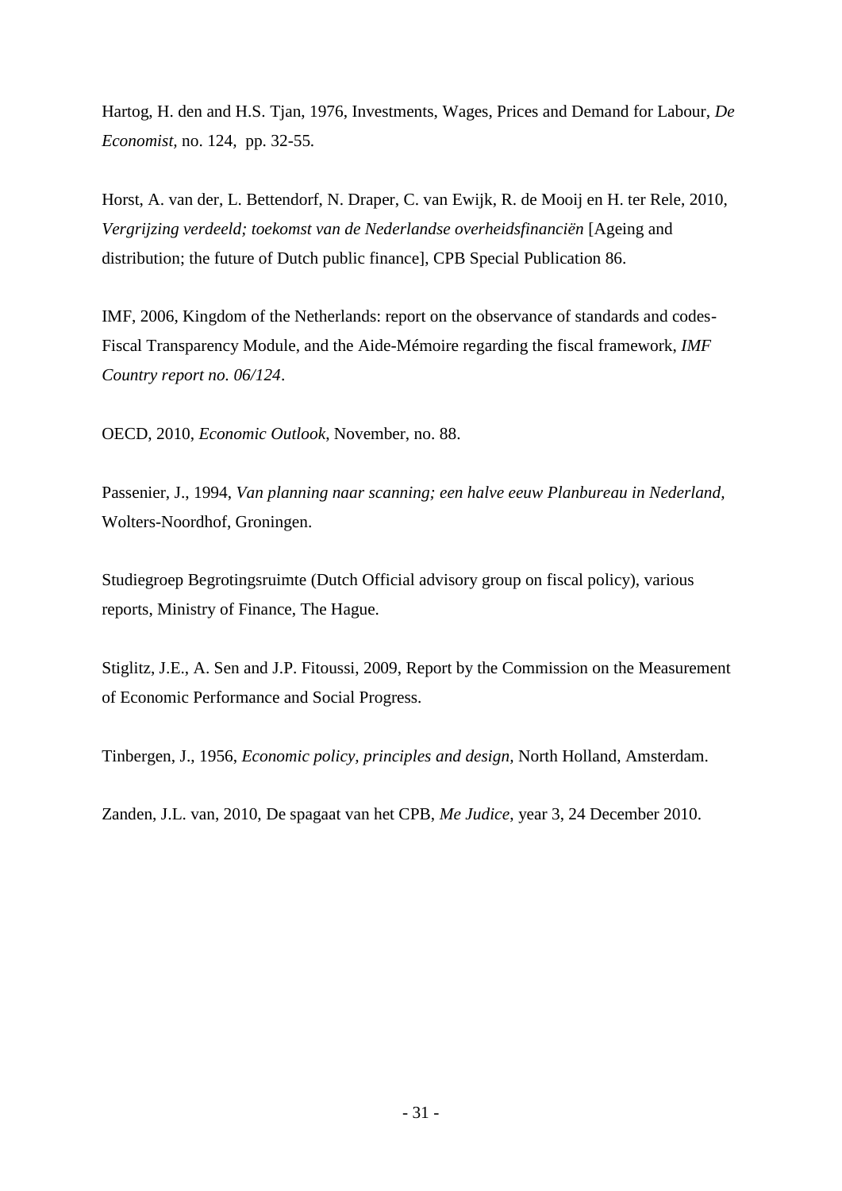Hartog, H. den and H.S. Tjan, 1976, Investments, Wages, Prices and Demand for Labour, *De Economist*, no. 124, pp. 32-55.

Horst, A. van der, L. Bettendorf, N. Draper, C. van Ewijk, R. de Mooij en H. ter Rele, 2010, *Vergrijzing verdeeld; toekomst van de Nederlandse overheidsfinanciën* [Ageing and distribution; the future of Dutch public finance], CPB Special Publication 86.

IMF, 2006, Kingdom of the Netherlands: report on the observance of standards and codes-Fiscal Transparency Module, and the Aide-Mémoire regarding the fiscal framework, *IMF Country report no. 06/124*.

OECD, 2010, *Economic Outlook*, November, no. 88.

Passenier, J., 1994, *Van planning naar scanning; een halve eeuw Planbureau in Nederland,* Wolters-Noordhof, Groningen.

Studiegroep Begrotingsruimte (Dutch Official advisory group on fiscal policy), various reports, Ministry of Finance, The Hague.

Stiglitz, J.E., A. Sen and J.P. Fitoussi, 2009, Report by the Commission on the Measurement of Economic Performance and Social Progress.

Tinbergen, J., 1956, *Economic policy, principles and design,* North Holland, Amsterdam.

Zanden, J.L. van, 2010, De spagaat van het CPB, *Me Judice*, year 3, 24 December 2010.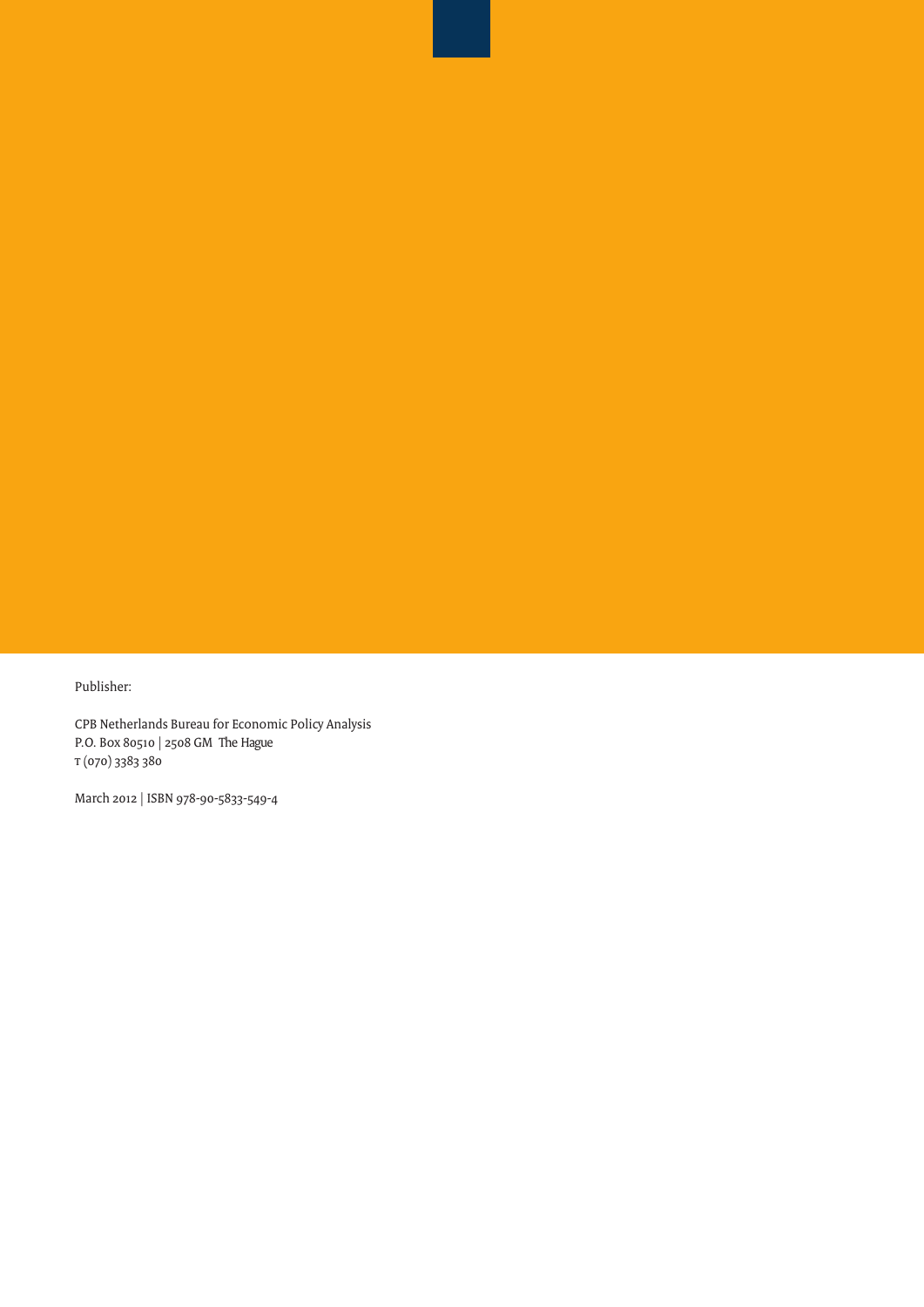Publisher:

CPB Netherlands Bureau for Economic Policy Analysis
P.O. Box 80510 | 2508 GM The Hague
T (070) 3383 380

March 2012 | ISBN 978-90-5833-549-4